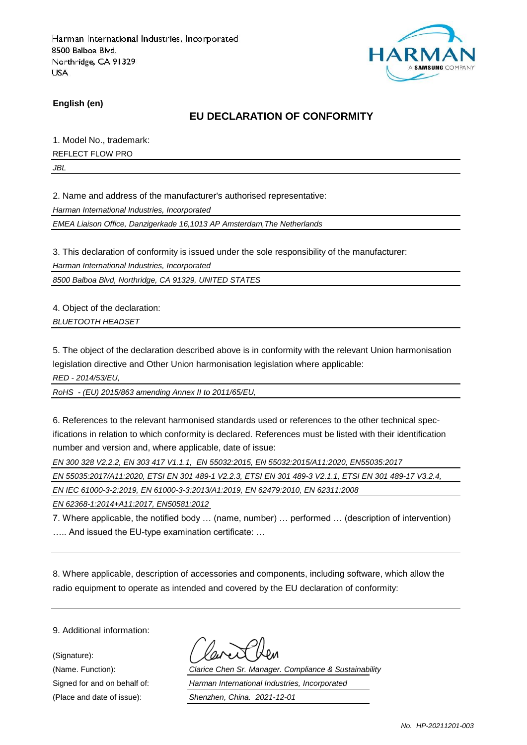Harman International Industries, Incorporated
8500 Balboa Blvd.
Northridge, CA 91329
USA

HARMAN
A SAMSUNG COMPANY

**English (en)**

## EU DECLARATION OF CONFORMITY

1. Model No., trademark:

REFLECT FLOW PRO

*JBL*

2. Name and address of the manufacturer's authorised representative:

*Harman International Industries, Incorporated*

*EMEA Liaison Office, Danzigerkade 16,1013 AP Amsterdam,The Netherlands*

3. This declaration of conformity is issued under the sole responsibility of the manufacturer:

*Harman International Industries, Incorporated*

*8500 Balboa Blvd, Northridge, CA 91329, UNITED STATES*

4. Object of the declaration:

*BLUETOOTH HEADSET*

5. The object of the declaration described above is in conformity with the relevant Union harmonisation legislation directive and Other Union harmonisation legislation where applicable:

*RED - 2014/53/EU,*

*RoHS - (EU) 2015/863 amending Annex II to 2011/65/EU,*

6. References to the relevant harmonised standards used or references to the other technical specifications in relation to which conformity is declared. References must be listed with their identification number and version and, where applicable, date of issue:

*EN 300 328 V2.2.2, EN 303 417 V1.1.1, EN 55032:2015, EN 55032:2015/A11:2020, EN55035:2017*

*EN 55035:2017/A11:2020, ETSI EN 301 489-1 V2.2.3, ETSI EN 301 489-3 V2.1.1, ETSI EN 301 489-17 V3.2.4,*

*EN IEC 61000-3-2:2019, EN 61000-3-3:2013/A1:2019, EN 62479:2010, EN 62311:2008*

*EN 62368-1:2014+A11:2017, EN50581:2012*

7. Where applicable, the notified body … (name, number) … performed … (description of intervention) ….. And issued the EU-type examination certificate: …

8. Where applicable, description of accessories and components, including software, which allow the radio equipment to operate as intended and covered by the EU declaration of conformity:

9. Additional information:

(Signature):

(Name. Function): *Clarice Chen Sr. Manager. Compliance & Sustainability*

Signed for and on behalf of: *Harman International Industries, Incorporated*

(Place and date of issue): *Shenzhen, China. 2021-12-01*

*No. HP-20211201-003*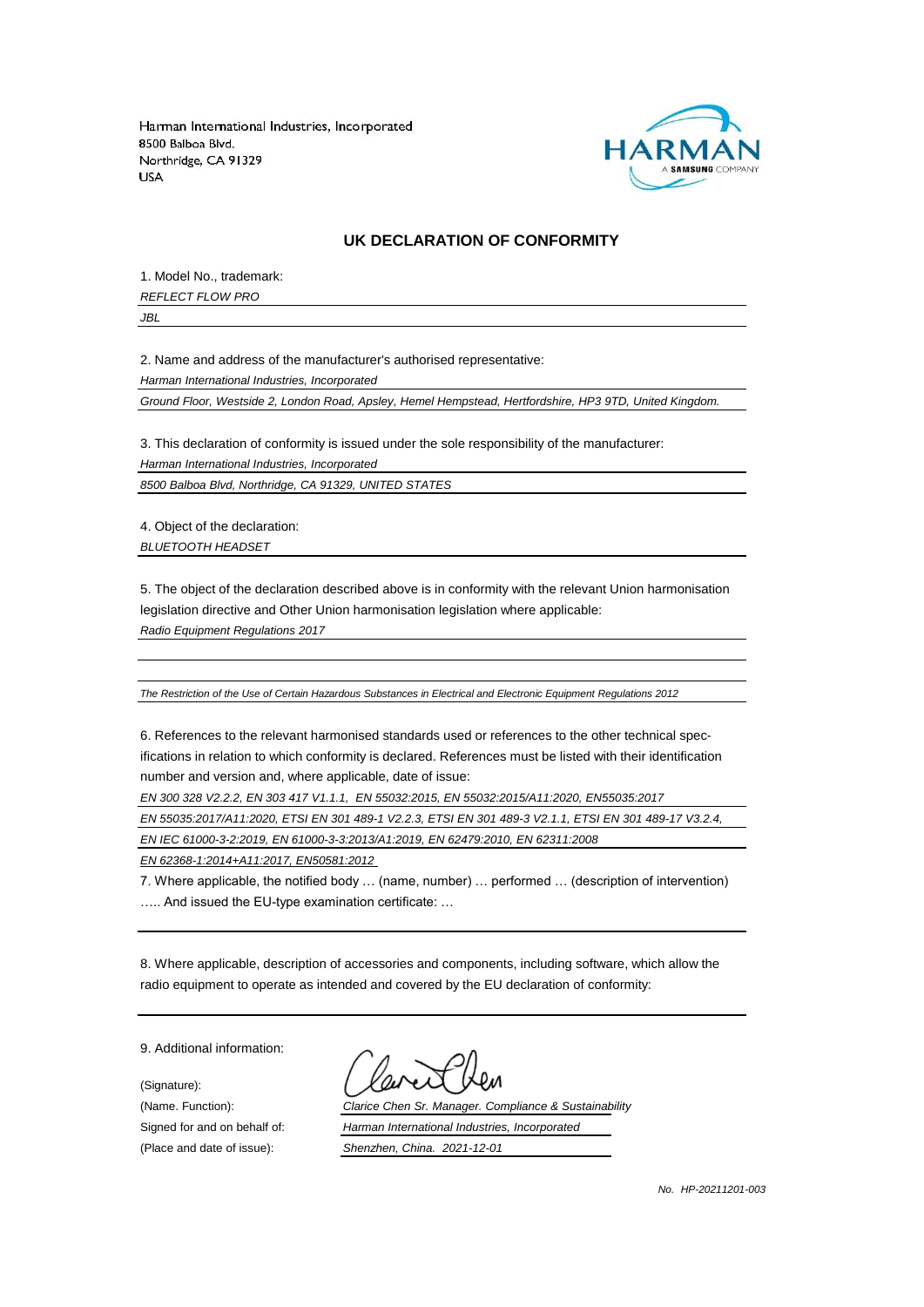Harman International Industries, Incorporated
8500 Balboa Blvd.
Northridge, CA 91329
USA

## UK DECLARATION OF CONFORMITY

1. Model No., trademark:

*REFLECT FLOW PRO*

*JBL*

2. Name and address of the manufacturer's authorised representative:

*Harman International Industries, Incorporated*

*Ground Floor, Westside 2, London Road, Apsley, Hemel Hempstead, Hertfordshire, HP3 9TD, United Kingdom.*

3. This declaration of conformity is issued under the sole responsibility of the manufacturer:

*Harman International Industries, Incorporated*

*8500 Balboa Blvd, Northridge, CA 91329, UNITED STATES*

4. Object of the declaration:

*BLUETOOTH HEADSET*

5. The object of the declaration described above is in conformity with the relevant Union harmonisation legislation directive and Other Union harmonisation legislation where applicable:

*Radio Equipment Regulations 2017*

*The Restriction of the Use of Certain Hazardous Substances in Electrical and Electronic Equipment Regulations 2012*

6. References to the relevant harmonised standards used or references to the other technical specifications in relation to which conformity is declared. References must be listed with their identification number and version and, where applicable, date of issue:

*EN 300 328 V2.2.2, EN 303 417 V1.1.1, EN 55032:2015, EN 55032:2015/A11:2020, EN55035:2017*

*EN 55035:2017/A11:2020, ETSI EN 301 489-1 V2.2.3, ETSI EN 301 489-3 V2.1.1, ETSI EN 301 489-17 V3.2.4,*

*EN IEC 61000-3-2:2019, EN 61000-3-3:2013/A1:2019, EN 62479:2010, EN 62311:2008*

*EN 62368-1:2014+A11:2017, EN50581:2012*

7. Where applicable, the notified body … (name, number) … performed … (description of intervention) ….. And issued the EU-type examination certificate: …

8. Where applicable, description of accessories and components, including software, which allow the radio equipment to operate as intended and covered by the EU declaration of conformity:

9. Additional information:

(Signature):

(Name. Function): *Clarice Chen Sr. Manager. Compliance & Sustainability*

Signed for and on behalf of: *Harman International Industries, Incorporated*

(Place and date of issue): *Shenzhen, China. 2021-12-01*

*No. HP-20211201-003*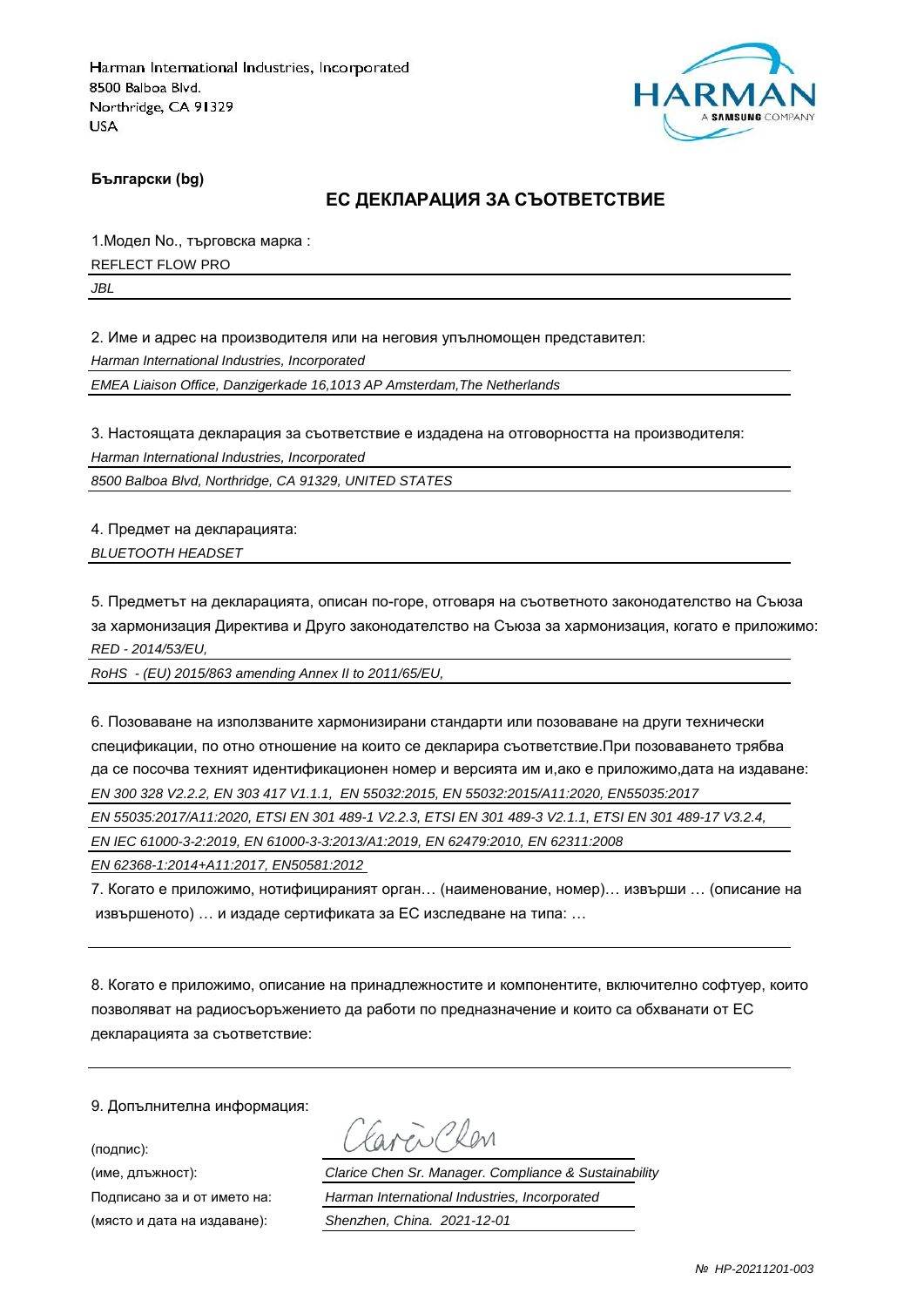Harman International Industries, Incorporated
8500 Balboa Blvd.
Northridge, CA 91329
USA

HARMAN
A SAMSUNG COMPANY

**Български (bg)**

## **ЕС ДЕКЛАРАЦИЯ ЗА СЪОТВЕТСТВИЕ**

1.Модел No., търговска марка :

REFLECT FLOW PRO

*JBL*

2. Име и адрес на производителя или на неговия упълномощен представител:

*Harman International Industries, Incorporated*

*EMEA Liaison Office, Danzigerkade 16,1013 AP Amsterdam,The Netherlands*

3. Настоящата декларация за съответствие е издадена на отговорността на производителя:

*Harman International Industries, Incorporated*

*8500 Balboa Blvd, Northridge, CA 91329, UNITED STATES*

4. Предмет на декларацията:

*BLUETOOTH HEADSET*

5. Предметът на декларацията, описан по-горе, отговаря на съответното законодателство на Съюза за хармонизация Директива и Друго законодателство на Съюза за хармонизация, когато е приложимо:

*RED - 2014/53/EU,*

*RoHS - (EU) 2015/863 amending Annex II to 2011/65/EU,*

6. Позоваване на използваните хармонизирани стандарти или позоваване на други технически спецификации, по отно отношение на които се декларира съответствие.При позоваването трябва да се посочва техният идентификационен номер и версията им и,ако е приложимо,дата на издаване:

*EN 300 328 V2.2.2, EN 303 417 V1.1.1, EN 55032:2015, EN 55032:2015/A11:2020, EN55035:2017*

*EN 55035:2017/A11:2020, ETSI EN 301 489-1 V2.2.3, ETSI EN 301 489-3 V2.1.1, ETSI EN 301 489-17 V3.2.4,*

*EN IEC 61000-3-2:2019, EN 61000-3-3:2013/A1:2019, EN 62479:2010, EN 62311:2008*

*EN 62368-1:2014+A11:2017, EN50581:2012*

7. Когато е приложимо, нотифицираният орган… (наименование, номер)… извърши … (описание на извършеното) … и издаде сертификата за ЕС изследване на типа: …

8. Когато е приложимо, описание на принадлежностите и компонентите, включително софтуер, които позволяват на радиосъоръжението да работи по предназначение и които са обхванати от ЕС декларацията за съответствие:

9. Допълнителна информация:

(подпис):

(име, длъжност): *Clarice Chen Sr. Manager. Compliance & Sustainability*

Подписано за и от името на: *Harman International Industries, Incorporated*

(място и дата на издаване): *Shenzhen, China. 2021-12-01*

*№ HP-20211201-003*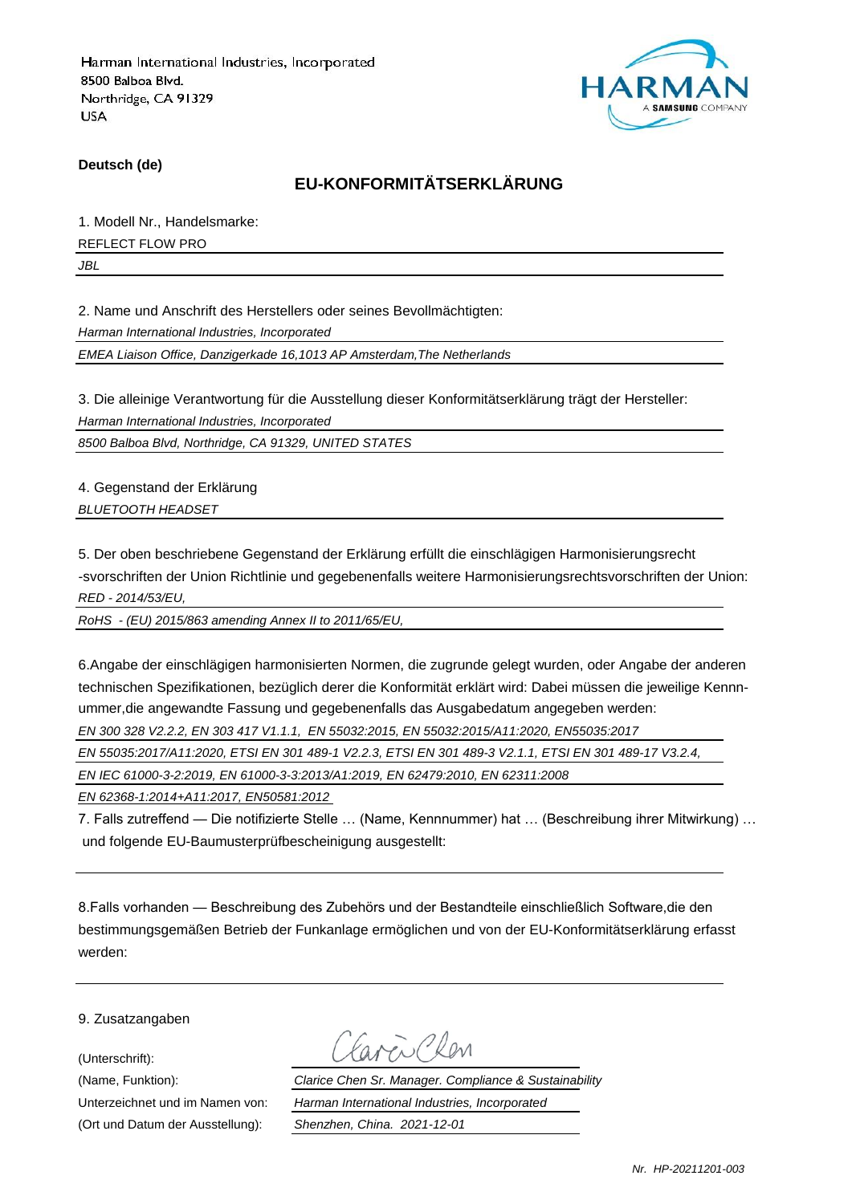Harman International Industries, Incorporated
8500 Balboa Blvd.
Northridge, CA 91329
USA

**Deutsch (de)**

## EU-KONFORMITÄTSERKLÄRUNG

1. Modell Nr., Handelsmarke:

REFLECT FLOW PRO

*JBL*

2. Name und Anschrift des Herstellers oder seines Bevollmächtigten:

*Harman International Industries, Incorporated*

*EMEA Liaison Office, Danzigerkade 16,1013 AP Amsterdam,The Netherlands*

3. Die alleinige Verantwortung für die Ausstellung dieser Konformitätserklärung trägt der Hersteller:

*Harman International Industries, Incorporated*

*8500 Balboa Blvd, Northridge, CA 91329, UNITED STATES*

4. Gegenstand der Erklärung

*BLUETOOTH HEADSET*

5. Der oben beschriebene Gegenstand der Erklärung erfüllt die einschlägigen Harmonisierungsrecht -svorschriften der Union Richtlinie und gegebenenfalls weitere Harmonisierungsrechtsvorschriften der Union:

*RED - 2014/53/EU,*

*RoHS - (EU) 2015/863 amending Annex II to 2011/65/EU,*

6.Angabe der einschlägigen harmonisierten Normen, die zugrunde gelegt wurden, oder Angabe der anderen technischen Spezifikationen, bezüglich derer die Konformität erklärt wird: Dabei müssen die jeweilige Kennnummer,die angewandte Fassung und gegebenenfalls das Ausgabedatum angegeben werden:

*EN 300 328 V2.2.2, EN 303 417 V1.1.1, EN 55032:2015, EN 55032:2015/A11:2020, EN55035:2017*

*EN 55035:2017/A11:2020, ETSI EN 301 489-1 V2.2.3, ETSI EN 301 489-3 V2.1.1, ETSI EN 301 489-17 V3.2.4,*

*EN IEC 61000-3-2:2019, EN 61000-3-3:2013/A1:2019, EN 62479:2010, EN 62311:2008*

*EN 62368-1:2014+A11:2017, EN50581:2012*

7. Falls zutreffend — Die notifizierte Stelle … (Name, Kennnummer) hat … (Beschreibung ihrer Mitwirkung) … und folgende EU-Baumusterprüfbescheinigung ausgestellt:

8.Falls vorhanden — Beschreibung des Zubehörs und der Bestandteile einschließlich Software,die den bestimmungsgemäßen Betrieb der Funkanlage ermöglichen und von der EU-Konformitätserklärung erfasst werden:

9. Zusatzangaben

(Unterschrift): Clarice Chen

(Name, Funktion): *Clarice Chen Sr. Manager. Compliance & Sustainability*

Unterzeichnet und im Namen von: *Harman International Industries, Incorporated*

(Ort und Datum der Ausstellung): *Shenzhen, China. 2021-12-01*

*Nr. HP-20211201-003*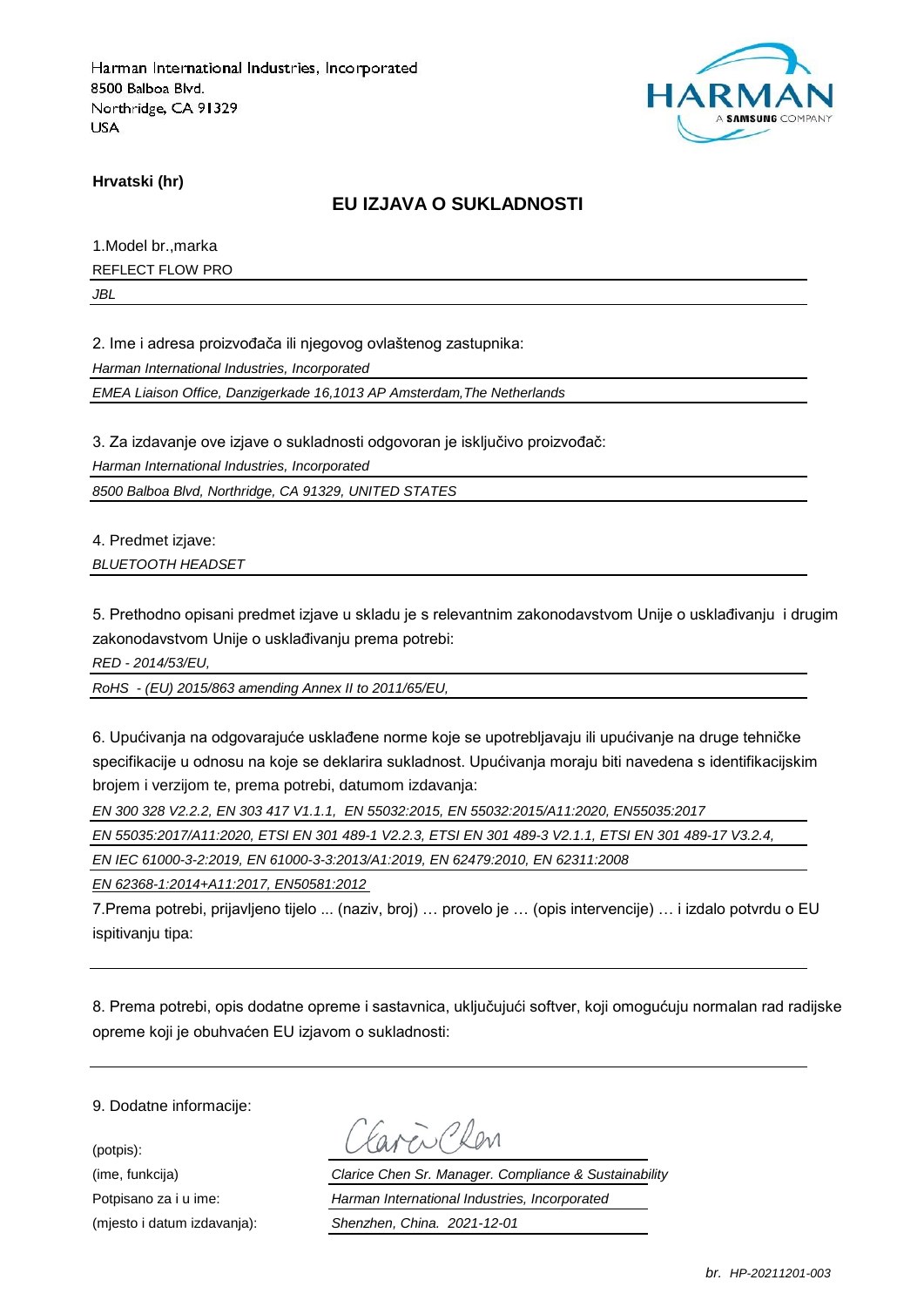Harman International Industries, Incorporated
8500 Balboa Blvd.
Northridge, CA 91329
USA

**Hrvatski (hr)**

## EU IZJAVA O SUKLADNOSTI

1.Model br.,marka

REFLECT FLOW PRO

*JBL*

2. Ime i adresa proizvođača ili njegovog ovlaštenog zastupnika:

*Harman International Industries, Incorporated*

*EMEA Liaison Office, Danzigerkade 16,1013 AP Amsterdam,The Netherlands*

3. Za izdavanje ove izjave o sukladnosti odgovoran je isključivo proizvođač:

*Harman International Industries, Incorporated*

*8500 Balboa Blvd, Northridge, CA 91329, UNITED STATES*

4. Predmet izjave:

*BLUETOOTH HEADSET*

5. Prethodno opisani predmet izjave u skladu je s relevantnim zakonodavstvom Unije o usklađivanju i drugim zakonodavstvom Unije o usklađivanju prema potrebi:

*RED - 2014/53/EU,*

*RoHS - (EU) 2015/863 amending Annex II to 2011/65/EU,*

6. Upućivanja na odgovarajuće usklađene norme koje se upotrebljavaju ili upućivanje na druge tehničke specifikacije u odnosu na koje se deklarira sukladnost. Upućivanja moraju biti navedena s identifikacijskim brojem i verzijom te, prema potrebi, datumom izdavanja:

*EN 300 328 V2.2.2, EN 303 417 V1.1.1, EN 55032:2015, EN 55032:2015/A11:2020, EN55035:2017*

*EN 55035:2017/A11:2020, ETSI EN 301 489-1 V2.2.3, ETSI EN 301 489-3 V2.1.1, ETSI EN 301 489-17 V3.2.4,*

*EN IEC 61000-3-2:2019, EN 61000-3-3:2013/A1:2019, EN 62479:2010, EN 62311:2008*

*EN 62368-1:2014+A11:2017, EN50581:2012*

7.Prema potrebi, prijavljeno tijelo ... (naziv, broj) … provelo je … (opis intervencije) … i izdalo potvrdu o EU ispitivanju tipa:

8. Prema potrebi, opis dodatne opreme i sastavnica, uključujući softver, koji omogućuju normalan rad radijske opreme koji je obuhvaćen EU izjavom o sukladnosti:

9. Dodatne informacije:

(potpis):

(ime, funkcija): *Clarice Chen Sr. Manager. Compliance & Sustainability*

Potpisano za i u ime: *Harman International Industries, Incorporated*

(mjesto i datum izdavanja): *Shenzhen, China. 2021-12-01*

*br. HP-20211201-003*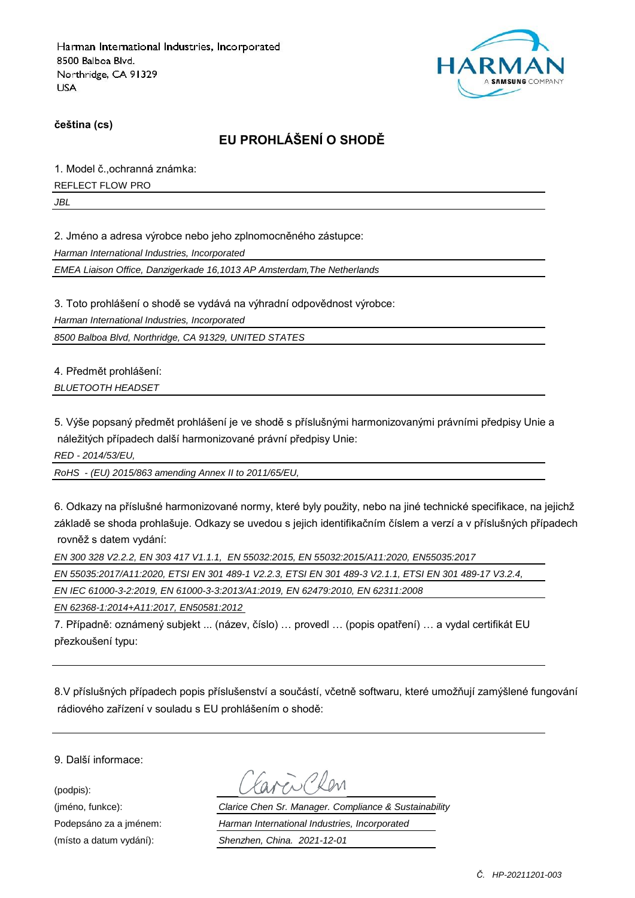Harman International Industries, Incorporated
8500 Balboa Blvd.
Northridge, CA 91329
USA

**čeština (cs)**

## EU PROHLÁŠENÍ O SHODĚ

1. Model č.,ochranná známka:

REFLECT FLOW PRO

*JBL*

2. Jméno a adresa výrobce nebo jeho zplnomocněného zástupce:

*Harman International Industries, Incorporated*

*EMEA Liaison Office, Danzigerkade 16,1013 AP Amsterdam,The Netherlands*

3. Toto prohlášení o shodě se vydává na výhradní odpovědnost výrobce:

*Harman International Industries, Incorporated*

*8500 Balboa Blvd, Northridge, CA 91329, UNITED STATES*

4. Předmět prohlášení:

*BLUETOOTH HEADSET*

5. Výše popsaný předmět prohlášení je ve shodě s příslušnými harmonizovanými právními předpisy Unie a náležitých případech další harmonizované právní předpisy Unie:

*RED - 2014/53/EU,*

*RoHS - (EU) 2015/863 amending Annex II to 2011/65/EU,*

6. Odkazy na příslušné harmonizované normy, které byly použity, nebo na jiné technické specifikace, na jejichž základě se shoda prohlašuje. Odkazy se uvedou s jejich identifikačním číslem a verzí a v příslušných případech rovněž s datem vydání:

*EN 300 328 V2.2.2, EN 303 417 V1.1.1, EN 55032:2015, EN 55032:2015/A11:2020, EN55035:2017*

*EN 55035:2017/A11:2020, ETSI EN 301 489-1 V2.2.3, ETSI EN 301 489-3 V2.1.1, ETSI EN 301 489-17 V3.2.4,*

*EN IEC 61000-3-2:2019, EN 61000-3-3:2013/A1:2019, EN 62479:2010, EN 62311:2008*

*EN 62368-1:2014+A11:2017, EN50581:2012*

7. Případně: oznámený subjekt ... (název, číslo) … provedl … (popis opatření) … a vydal certifikát EU přezkoušení typu:

8.V příslušných případech popis příslušenství a součástí, včetně softwaru, které umožňují zamýšlené fungování rádiového zařízení v souladu s EU prohlášením o shodě:

9. Další informace:

(podpis):

(jméno, funkce): *Clarice Chen Sr. Manager. Compliance & Sustainability*

Podepsáno za a jménem: *Harman International Industries, Incorporated*

(místo a datum vydání): *Shenzhen, China. 2021-12-01*

*Č. HP-20211201-003*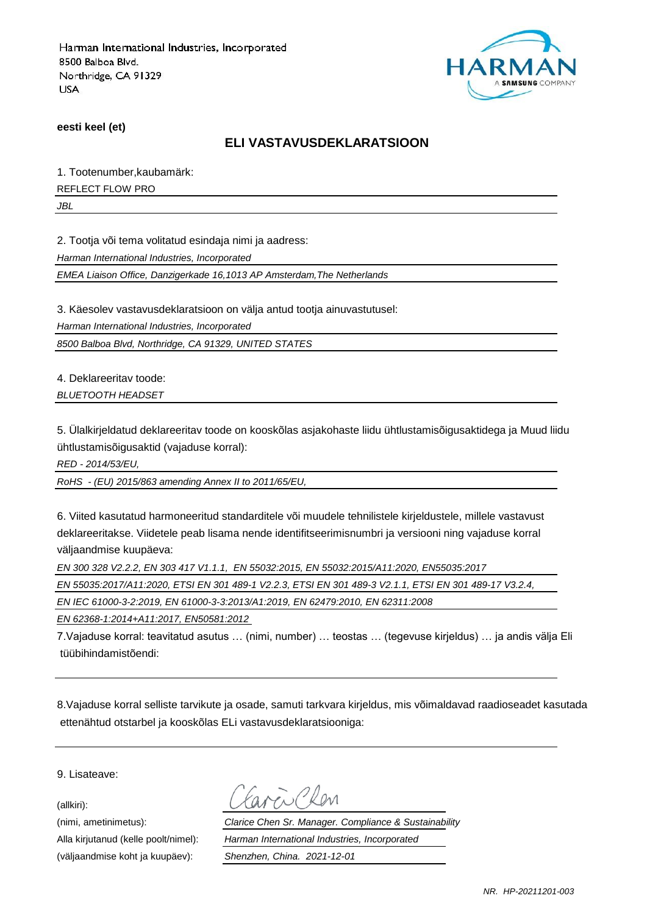Harman International Industries, Incorporated
8500 Balboa Blvd.
Northridge, CA 91329
USA

**eesti keel (et)**

## ELI VASTAVUSDEKLARATSIOON

1. Tootenumber,kaubamärk:

REFLECT FLOW PRO

*JBL*

2. Tootja või tema volitatud esindaja nimi ja aadress:

*Harman International Industries, Incorporated*

*EMEA Liaison Office, Danzigerkade 16,1013 AP Amsterdam,The Netherlands*

3. Käesolev vastavusdeklaratsioon on välja antud tootja ainuvastutusel:

*Harman International Industries, Incorporated*

*8500 Balboa Blvd, Northridge, CA 91329, UNITED STATES*

4. Deklareeritav toode:

*BLUETOOTH HEADSET*

5. Ülalkirjeldatud deklareeritav toode on kooskõlas asjakohaste liidu ühtlustamisõigusaktidega ja Muud liidu ühtlustamisõigusaktid (vajaduse korral):

*RED - 2014/53/EU,*

*RoHS - (EU) 2015/863 amending Annex II to 2011/65/EU,*

6. Viited kasutatud harmoneeritud standarditele või muudele tehnilistele kirjeldustele, millele vastavust deklareeritakse. Viidetele peab lisama nende identifitseerimisnumbri ja versiooni ning vajaduse korral väljaandmise kuupäeva:

*EN 300 328 V2.2.2, EN 303 417 V1.1.1, EN 55032:2015, EN 55032:2015/A11:2020, EN55035:2017*

*EN 55035:2017/A11:2020, ETSI EN 301 489-1 V2.2.3, ETSI EN 301 489-3 V2.1.1, ETSI EN 301 489-17 V3.2.4,*

*EN IEC 61000-3-2:2019, EN 61000-3-3:2013/A1:2019, EN 62479:2010, EN 62311:2008*

*EN 62368-1:2014+A11:2017, EN50581:2012*

7.Vajaduse korral: teavitatud asutus … (nimi, number) … teostas … (tegevuse kirjeldus) … ja andis välja Eli tüübihindamistõendi:

8.Vajaduse korral selliste tarvikute ja osade, samuti tarkvara kirjeldus, mis võimaldavad raadioseadet kasutada ettenähtud otstarbel ja kooskõlas ELi vastavusdeklaratsiooniga:

9. Lisateave:

(allkiri):

(nimi, ametinimetus): *Clarice Chen Sr. Manager. Compliance & Sustainability*

Alla kirjutanud (kelle poolt/nimel): *Harman International Industries, Incorporated*

(väljaandmise koht ja kuupäev): *Shenzhen, China. 2021-12-01*

*NR. HP-20211201-003*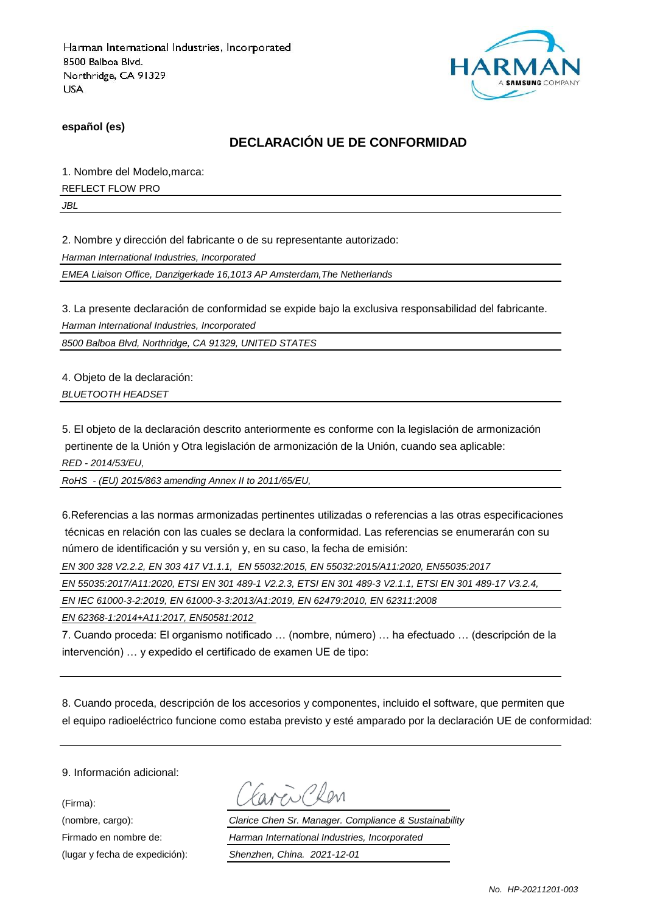Harman International Industries, Incorporated
8500 Balboa Blvd.
Northridge, CA 91329
USA

**español (es)**

## DECLARACIÓN UE DE CONFORMIDAD

1. Nombre del Modelo,marca:

REFLECT FLOW PRO

*JBL*

2. Nombre y dirección del fabricante o de su representante autorizado:

*Harman International Industries, Incorporated*

*EMEA Liaison Office, Danzigerkade 16,1013 AP Amsterdam,The Netherlands*

3. La presente declaración de conformidad se expide bajo la exclusiva responsabilidad del fabricante.

*Harman International Industries, Incorporated*

*8500 Balboa Blvd, Northridge, CA 91329, UNITED STATES*

4. Objeto de la declaración:

*BLUETOOTH HEADSET*

5. El objeto de la declaración descrito anteriormente es conforme con la legislación de armonización pertinente de la Unión y Otra legislación de armonización de la Unión, cuando sea aplicable:

*RED - 2014/53/EU,*

*RoHS - (EU) 2015/863 amending Annex II to 2011/65/EU,*

6.Referencias a las normas armonizadas pertinentes utilizadas o referencias a las otras especificaciones técnicas en relación con las cuales se declara la conformidad. Las referencias se enumerarán con su número de identificación y su versión y, en su caso, la fecha de emisión:

*EN 300 328 V2.2.2, EN 303 417 V1.1.1, EN 55032:2015, EN 55032:2015/A11:2020, EN55035:2017*

*EN 55035:2017/A11:2020, ETSI EN 301 489-1 V2.2.3, ETSI EN 301 489-3 V2.1.1, ETSI EN 301 489-17 V3.2.4,*

*EN IEC 61000-3-2:2019, EN 61000-3-3:2013/A1:2019, EN 62479:2010, EN 62311:2008*

*EN 62368-1:2014+A11:2017, EN50581:2012*

7. Cuando proceda: El organismo notificado … (nombre, número) … ha efectuado … (descripción de la intervención) … y expedido el certificado de examen UE de tipo:

8. Cuando proceda, descripción de los accesorios y componentes, incluido el software, que permiten que el equipo radioeléctrico funcione como estaba previsto y esté amparado por la declaración UE de conformidad:

9. Información adicional:

(Firma):

(nombre, cargo): *Clarice Chen Sr. Manager. Compliance & Sustainability*

Firmado en nombre de: *Harman International Industries, Incorporated*

(lugar y fecha de expedición): *Shenzhen, China. 2021-12-01*

*No. HP-20211201-003*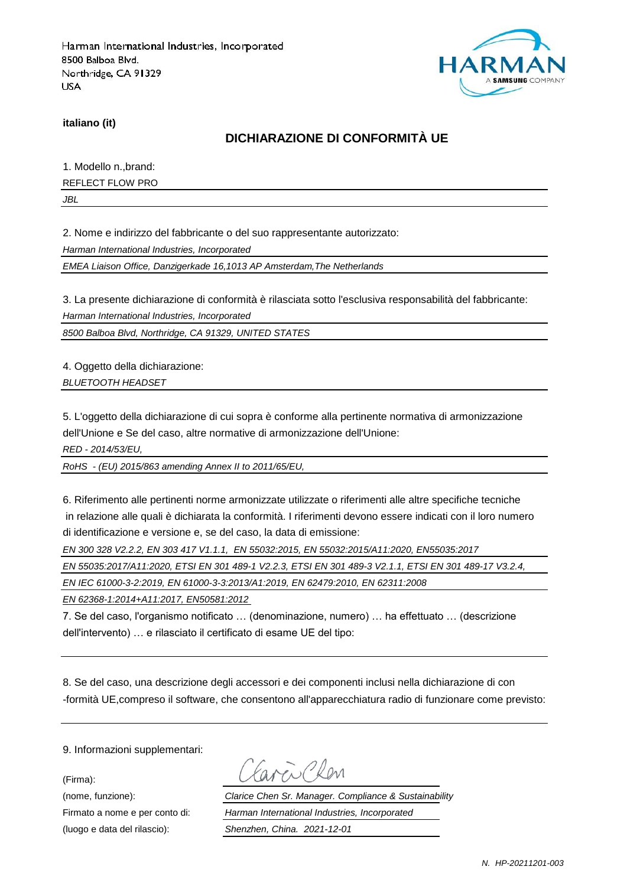Harman International Industries, Incorporated
8500 Balboa Blvd.
Northridge, CA 91329
USA

HARMAN
A SAMSUNG COMPANY

**italiano (it)**

## DICHIARAZIONE DI CONFORMITÀ UE

1. Modello n.,brand:

REFLECT FLOW PRO

*JBL*

2. Nome e indirizzo del fabbricante o del suo rappresentante autorizzato:

*Harman International Industries, Incorporated*

*EMEA Liaison Office, Danzigerkade 16,1013 AP Amsterdam,The Netherlands*

3. La presente dichiarazione di conformità è rilasciata sotto l'esclusiva responsabilità del fabbricante:

*Harman International Industries, Incorporated*

*8500 Balboa Blvd, Northridge, CA 91329, UNITED STATES*

4. Oggetto della dichiarazione:

*BLUETOOTH HEADSET*

5. L'oggetto della dichiarazione di cui sopra è conforme alla pertinente normativa di armonizzazione dell'Unione e Se del caso, altre normative di armonizzazione dell'Unione:

*RED - 2014/53/EU,*

*RoHS - (EU) 2015/863 amending Annex II to 2011/65/EU,*

6. Riferimento alle pertinenti norme armonizzate utilizzate o riferimenti alle altre specifiche tecniche in relazione alle quali è dichiarata la conformità. I riferimenti devono essere indicati con il loro numero di identificazione e versione e, se del caso, la data di emissione:

*EN 300 328 V2.2.2, EN 303 417 V1.1.1, EN 55032:2015, EN 55032:2015/A11:2020, EN55035:2017*

*EN 55035:2017/A11:2020, ETSI EN 301 489-1 V2.2.3, ETSI EN 301 489-3 V2.1.1, ETSI EN 301 489-17 V3.2.4,*

*EN IEC 61000-3-2:2019, EN 61000-3-3:2013/A1:2019, EN 62479:2010, EN 62311:2008*

*EN 62368-1:2014+A11:2017, EN50581:2012*

7. Se del caso, l'organismo notificato … (denominazione, numero) … ha effettuato … (descrizione dell'intervento) … e rilasciato il certificato di esame UE del tipo:

8. Se del caso, una descrizione degli accessori e dei componenti inclusi nella dichiarazione di con -formità UE,compreso il software, che consentono all'apparecchiatura radio di funzionare come previsto:

9. Informazioni supplementari:

(Firma): Clarice Chen

(nome, funzione): *Clarice Chen Sr. Manager. Compliance & Sustainability*

Firmato a nome e per conto di: *Harman International Industries, Incorporated*

(luogo e data del rilascio): *Shenzhen, China. 2021-12-01*

*N. HP-20211201-003*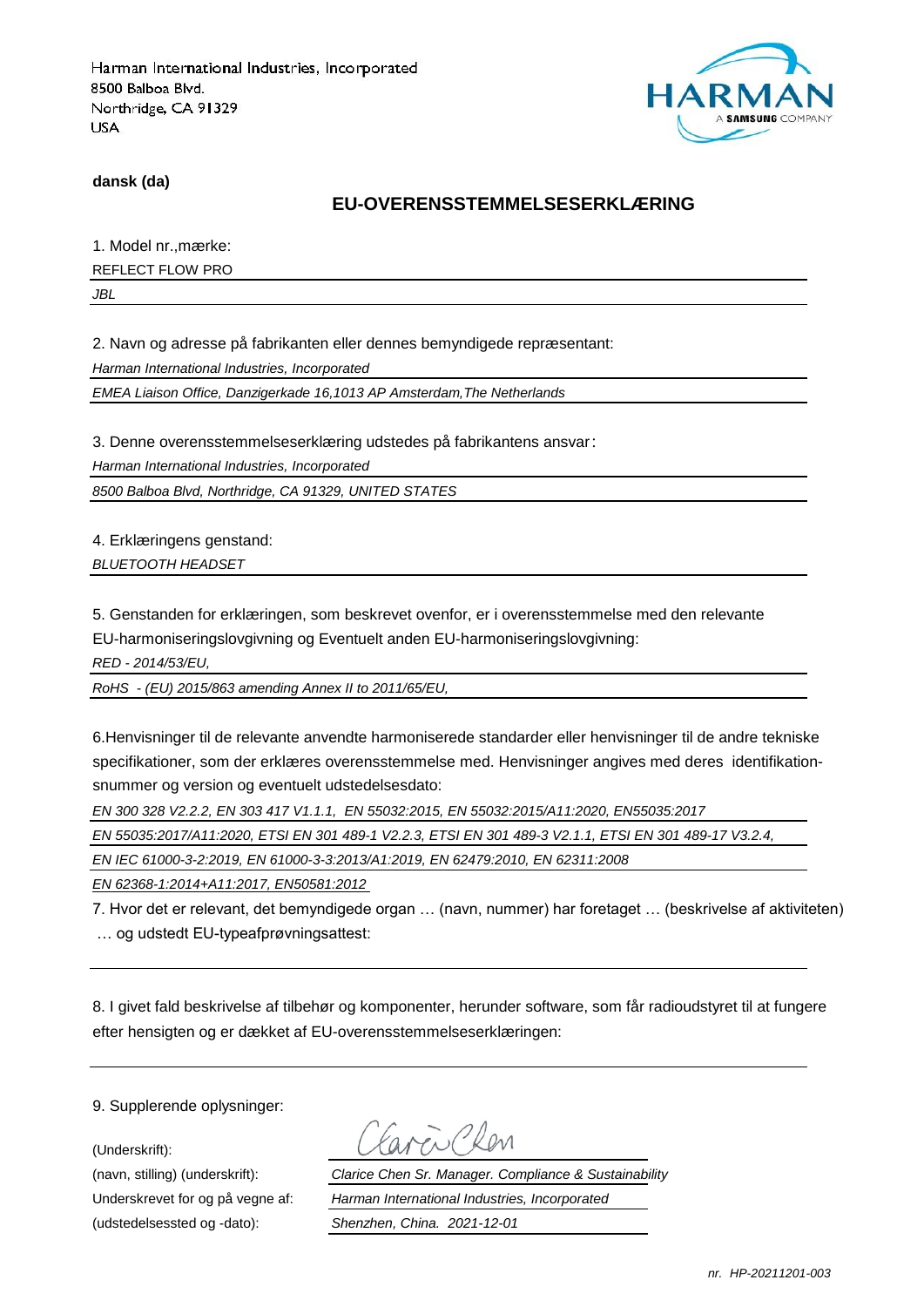Harman International Industries, Incorporated
8500 Balboa Blvd.
Northridge, CA 91329
USA

**dansk (da)**

## EU-OVERENSSTEMMELSESERKLÆRING

1. Model nr.,mærke:

REFLECT FLOW PRO

*JBL*

2. Navn og adresse på fabrikanten eller dennes bemyndigede repræsentant:

*Harman International Industries, Incorporated*

*EMEA Liaison Office, Danzigerkade 16,1013 AP Amsterdam,The Netherlands*

3. Denne overensstemmelseserklæring udstedes på fabrikantens ansvar:

*Harman International Industries, Incorporated*

*8500 Balboa Blvd, Northridge, CA 91329, UNITED STATES*

4. Erklæringens genstand:

*BLUETOOTH HEADSET*

5. Genstanden for erklæringen, som beskrevet ovenfor, er i overensstemmelse med den relevante EU-harmoniseringslovgivning og Eventuelt anden EU-harmoniseringslovgivning:

*RED - 2014/53/EU,*

*RoHS - (EU) 2015/863 amending Annex II to 2011/65/EU,*

6.Henvisninger til de relevante anvendte harmoniserede standarder eller henvisninger til de andre tekniske specifikationer, som der erklæres overensstemmelse med. Henvisninger angives med deres identifikation-snummer og version og eventuelt udstedelsesdato:

*EN 300 328 V2.2.2, EN 303 417 V1.1.1, EN 55032:2015, EN 55032:2015/A11:2020, EN55035:2017*

*EN 55035:2017/A11:2020, ETSI EN 301 489-1 V2.2.3, ETSI EN 301 489-3 V2.1.1, ETSI EN 301 489-17 V3.2.4,*

*EN IEC 61000-3-2:2019, EN 61000-3-3:2013/A1:2019, EN 62479:2010, EN 62311:2008*

*EN 62368-1:2014+A11:2017, EN50581:2012*

7. Hvor det er relevant, det bemyndigede organ … (navn, nummer) har foretaget … (beskrivelse af aktiviteten) … og udstedt EU-typeafprøvningsattest:

8. I givet fald beskrivelse af tilbehør og komponenter, herunder software, som får radioudstyret til at fungere efter hensigten og er dækket af EU-overensstemmelseserklæringen:

9. Supplerende oplysninger:

(Underskrift): Clarice Chen

(navn, stilling) (underskrift): *Clarice Chen Sr. Manager. Compliance & Sustainability*

Underskrevet for og på vegne af: *Harman International Industries, Incorporated*

(udstedelsessted og -dato): *Shenzhen, China. 2021-12-01*

*nr. HP-20211201-003*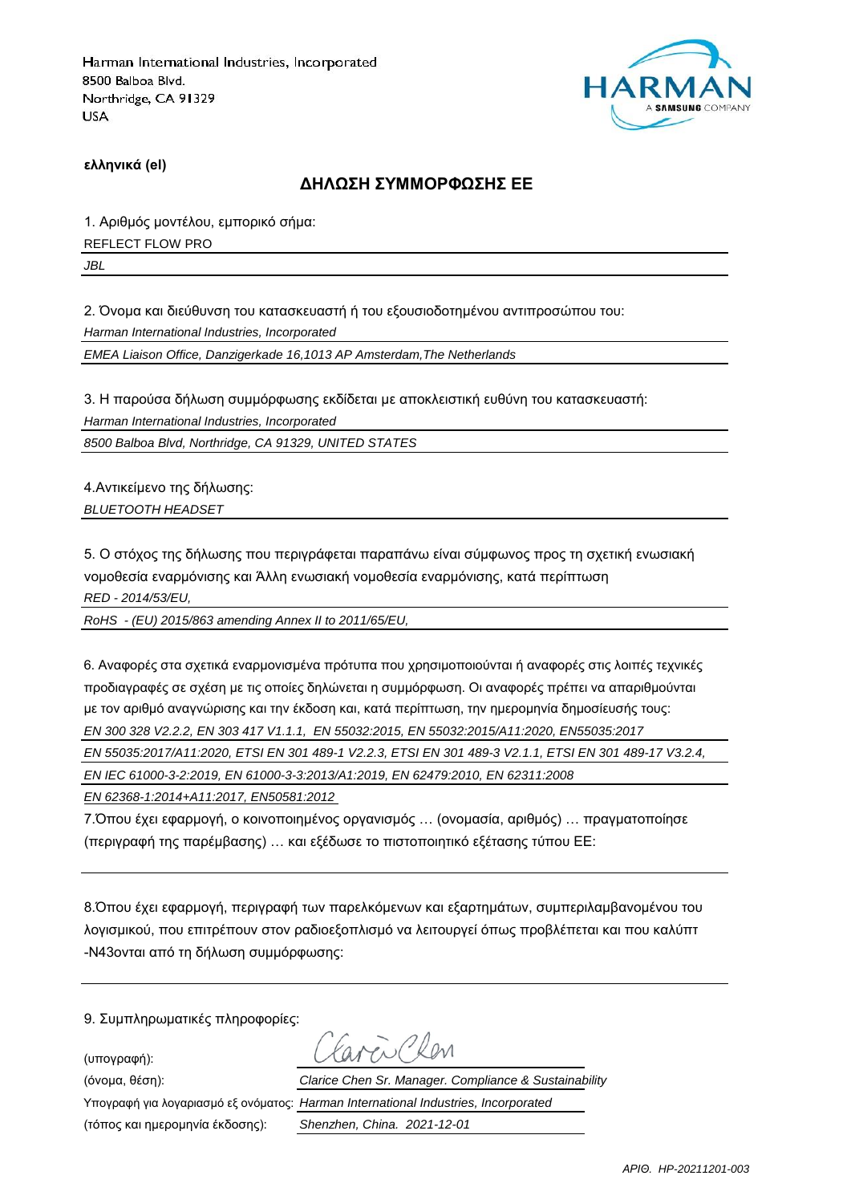Harman International Industries, Incorporated
8500 Balboa Blvd.
Northridge, CA 91329
USA

HARMAN
A SAMSUNG COMPANY

**ελληνικά (el)**

## ΔΗΛΩΣΗ ΣΥΜΜΟΡΦΩΣΗΣ ΕΕ

1. Αριθμός μοντέλου, εμπορικό σήμα:

REFLECT FLOW PRO

*JBL*

2. Όνομα και διεύθυνση του κατασκευαστή ή του εξουσιοδοτημένου αντιπροσώπου του:

*Harman International Industries, Incorporated*

*EMEA Liaison Office, Danzigerkade 16,1013 AP Amsterdam,The Netherlands*

3. Η παρούσα δήλωση συμμόρφωσης εκδίδεται με αποκλειστική ευθύνη του κατασκευαστή:

*Harman International Industries, Incorporated*

*8500 Balboa Blvd, Northridge, CA 91329, UNITED STATES*

4.Αντικείμενο της δήλωσης:

*BLUETOOTH HEADSET*

5. Ο στόχος της δήλωσης που περιγράφεται παραπάνω είναι σύμφωνος προς τη σχετική ενωσιακή νομοθεσία εναρμόνισης και Άλλη ενωσιακή νομοθεσία εναρμόνισης, κατά περίπτωση

*RED - 2014/53/EU,*

*RoHS - (EU) 2015/863 amending Annex II to 2011/65/EU,*

6. Αναφορές στα σχετικά εναρμονισμένα πρότυπα που χρησιμοποιούνται ή αναφορές στις λοιπές τεχνικές προδιαγραφές σε σχέση με τις οποίες δηλώνεται η συμμόρφωση. Οι αναφορές πρέπει να απαριθμούνται με τον αριθμό αναγνώρισης και την έκδοση και, κατά περίπτωση, την ημερομηνία δημοσίευσής τους:

*EN 300 328 V2.2.2, EN 303 417 V1.1.1, EN 55032:2015, EN 55032:2015/A11:2020, EN55035:2017*

*EN 55035:2017/A11:2020, ETSI EN 301 489-1 V2.2.3, ETSI EN 301 489-3 V2.1.1, ETSI EN 301 489-17 V3.2.4,*

*EN IEC 61000-3-2:2019, EN 61000-3-3:2013/A1:2019, EN 62479:2010, EN 62311:2008*

*EN 62368-1:2014+A11:2017, EN50581:2012*

7.Όπου έχει εφαρμογή, ο κοινοποιημένος οργανισμός … (ονομασία, αριθμός) … πραγματοποίησε (περιγραφή της παρέμβασης) … και εξέδωσε το πιστοποιητικό εξέτασης τύπου ΕΕ:

8.Όπου έχει εφαρμογή, περιγραφή των παρελκόμενων και εξαρτημάτων, συμπεριλαμβανομένου του λογισμικού, που επιτρέπουν στον ραδιοεξοπλισμό να λειτουργεί όπως προβλέπεται και που καλύπτ -N43ονται από τη δήλωση συμμόρφωσης:

9. Συμπληρωματικές πληροφορίες:

(υπογραφή):

(όνομα, θέση): *Clarice Chen Sr. Manager. Compliance & Sustainability*

Υπογραφή για λογαριασμό εξ ονόματος: *Harman International Industries, Incorporated*

(τόπος και ημερομηνία έκδοσης): *Shenzhen, China. 2021-12-01*

*ΑΡΙΘ. HP-20211201-003*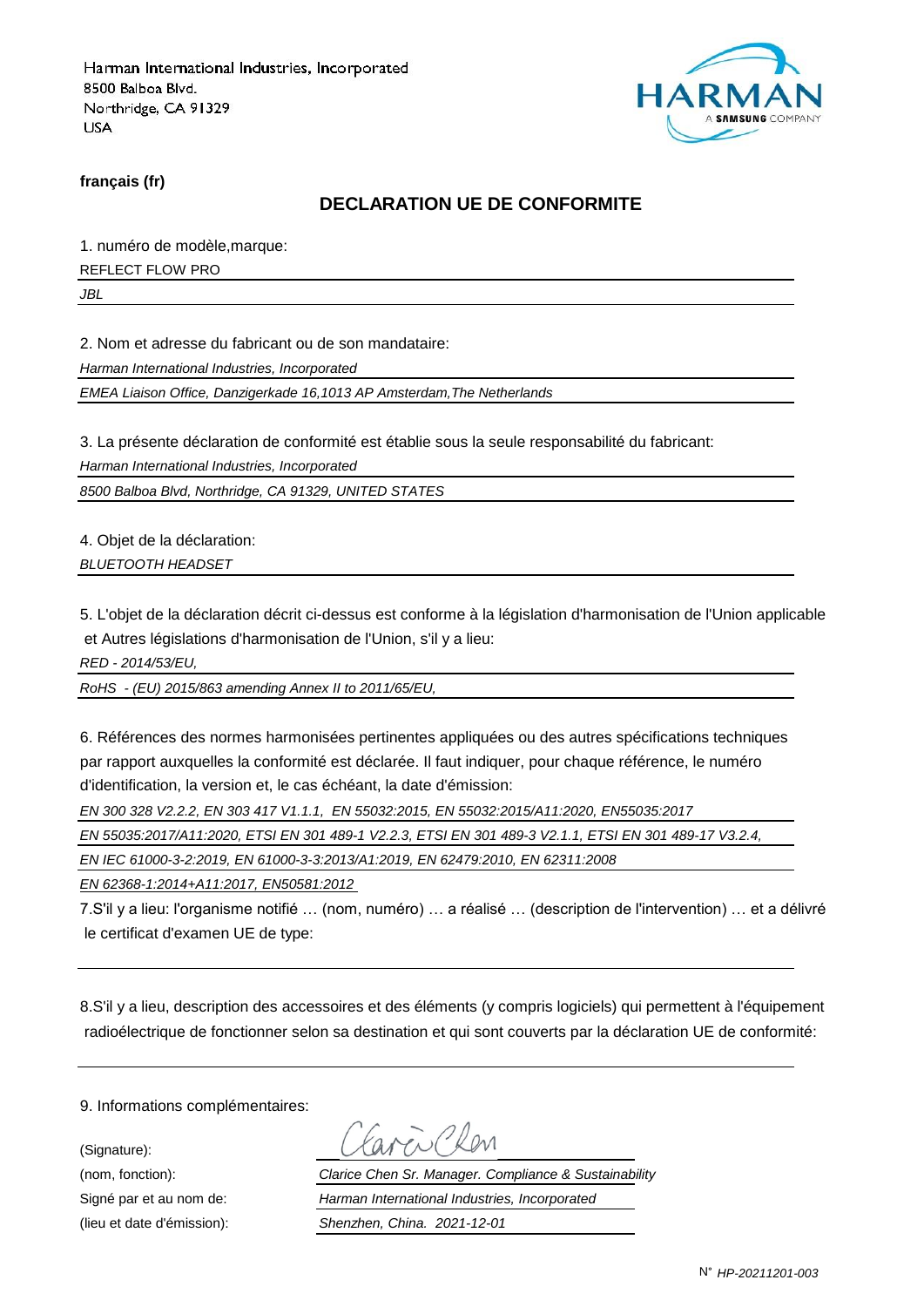Harman International Industries, Incorporated
8500 Balboa Blvd.
Northridge, CA 91329
USA

HARMAN
A SAMSUNG COMPANY

**français (fr)**

## DECLARATION UE DE CONFORMITE

1. numéro de modèle,marque:

REFLECT FLOW PRO

*JBL*

2. Nom et adresse du fabricant ou de son mandataire:

*Harman International Industries, Incorporated*

*EMEA Liaison Office, Danzigerkade 16,1013 AP Amsterdam,The Netherlands*

3. La présente déclaration de conformité est établie sous la seule responsabilité du fabricant:

*Harman International Industries, Incorporated*

*8500 Balboa Blvd, Northridge, CA 91329, UNITED STATES*

4. Objet de la déclaration:

*BLUETOOTH HEADSET*

5. L'objet de la déclaration décrit ci-dessus est conforme à la législation d'harmonisation de l'Union applicable et Autres législations d'harmonisation de l'Union, s'il y a lieu:

*RED - 2014/53/EU,*

*RoHS - (EU) 2015/863 amending Annex II to 2011/65/EU,*

6. Références des normes harmonisées pertinentes appliquées ou des autres spécifications techniques par rapport auxquelles la conformité est déclarée. Il faut indiquer, pour chaque référence, le numéro d'identification, la version et, le cas échéant, la date d'émission:

*EN 300 328 V2.2.2, EN 303 417 V1.1.1, EN 55032:2015, EN 55032:2015/A11:2020, EN55035:2017*

*EN 55035:2017/A11:2020, ETSI EN 301 489-1 V2.2.3, ETSI EN 301 489-3 V2.1.1, ETSI EN 301 489-17 V3.2.4,*

*EN IEC 61000-3-2:2019, EN 61000-3-3:2013/A1:2019, EN 62479:2010, EN 62311:2008*

*EN 62368-1:2014+A11:2017, EN50581:2012*

7.S'il y a lieu: l'organisme notifié … (nom, numéro) … a réalisé … (description de l'intervention) … et a délivré le certificat d'examen UE de type:

8.S'il y a lieu, description des accessoires et des éléments (y compris logiciels) qui permettent à l'équipement radioélectrique de fonctionner selon sa destination et qui sont couverts par la déclaration UE de conformité:

9. Informations complémentaires:

(Signature): Clarice Chen

(nom, fonction): *Clarice Chen Sr. Manager. Compliance & Sustainability*

Signé par et au nom de: *Harman International Industries, Incorporated*

(lieu et date d'émission): *Shenzhen, China. 2021-12-01*

N° *HP-20211201-003*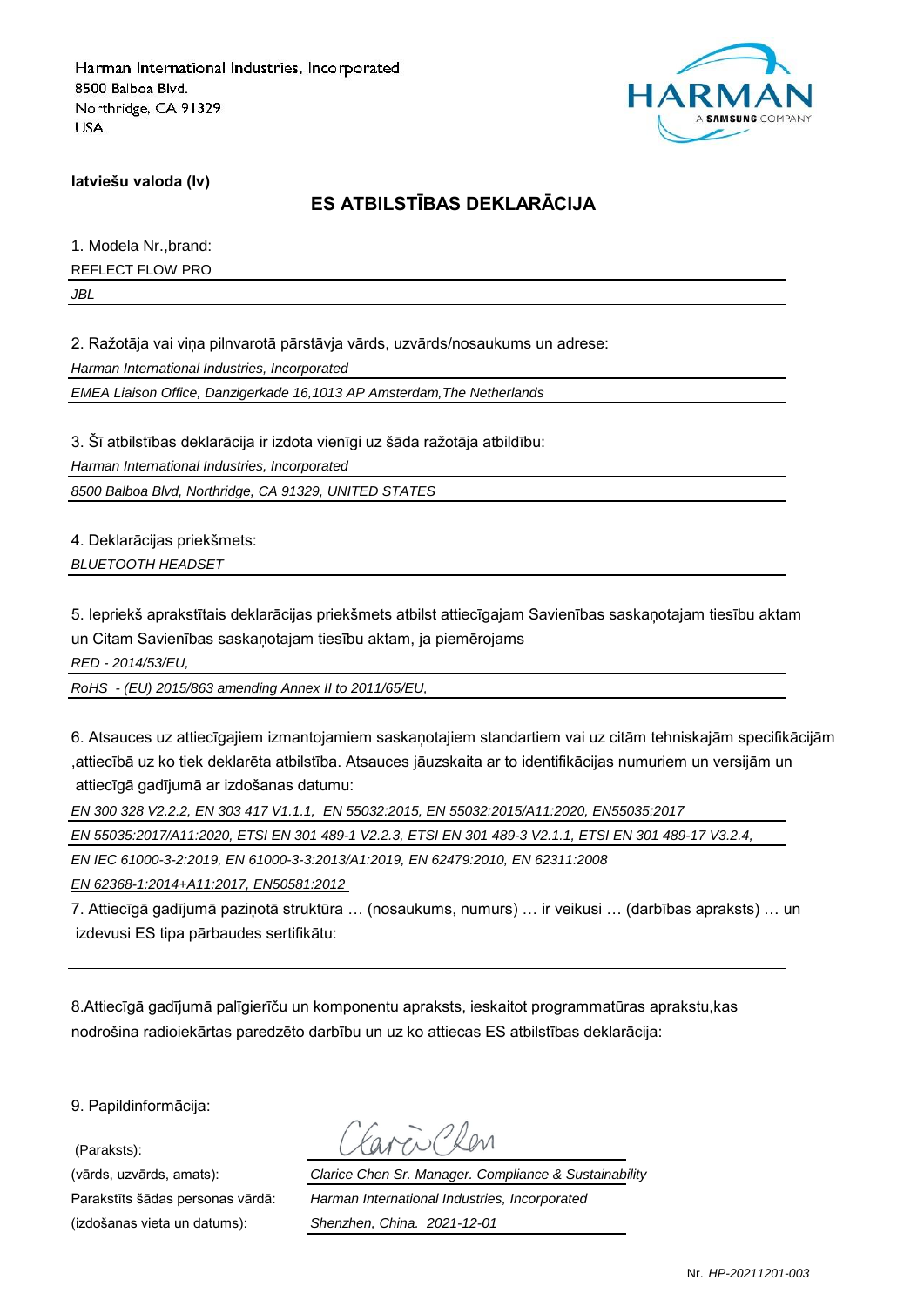Harman International Industries, Incorporated
8500 Balboa Blvd.
Northridge, CA 91329
USA

HARMAN
A SAMSUNG COMPANY

**latviešu valoda (lv)**

## ES ATBILSTĪBAS DEKLARĀCIJA

1. Modela Nr.,brand:

REFLECT FLOW PRO

*JBL*

2. Ražotāja vai viņa pilnvarotā pārstāvja vārds, uzvārds/nosaukums un adrese:

*Harman International Industries, Incorporated*

*EMEA Liaison Office, Danzigerkade 16,1013 AP Amsterdam,The Netherlands*

3. Šī atbilstības deklarācija ir izdota vienīgi uz šāda ražotāja atbildību:

*Harman International Industries, Incorporated*

*8500 Balboa Blvd, Northridge, CA 91329, UNITED STATES*

4. Deklarācijas priekšmets:

*BLUETOOTH HEADSET*

5. Iepriekš aprakstītais deklarācijas priekšmets atbilst attiecīgajam Savienības saskaņotajam tiesību aktam un Citam Savienības saskaņotajam tiesību aktam, ja piemērojams

*RED - 2014/53/EU,*

*RoHS - (EU) 2015/863 amending Annex II to 2011/65/EU,*

6. Atsauces uz attiecīgajiem izmantojamiem saskaņotajiem standartiem vai uz citām tehniskajām specifikācijām ,attiecībā uz ko tiek deklarēta atbilstība. Atsauces jāuzskaita ar to identifikācijas numuriem un versijām un attiecīgā gadījumā ar izdošanas datumu:

*EN 300 328 V2.2.2, EN 303 417 V1.1.1, EN 55032:2015, EN 55032:2015/A11:2020, EN55035:2017*

*EN 55035:2017/A11:2020, ETSI EN 301 489-1 V2.2.3, ETSI EN 301 489-3 V2.1.1, ETSI EN 301 489-17 V3.2.4,*

*EN IEC 61000-3-2:2019, EN 61000-3-3:2013/A1:2019, EN 62479:2010, EN 62311:2008*

*EN 62368-1:2014+A11:2017, EN50581:2012*

7. Attiecīgā gadījumā paziņotā struktūra … (nosaukums, numurs) … ir veikusi … (darbības apraksts) … un izdevusi ES tipa pārbaudes sertifikātu:

8.Attiecīgā gadījumā palīgierīču un komponentu apraksts, ieskaitot programmatūras aprakstu,kas nodrošina radioiekārtas paredzēto darbību un uz ko attiecas ES atbilstības deklarācija:

9. Papildinformācija:

(Paraksts): Clarice Chen

(vārds, uzvārds, amats): *Clarice Chen Sr. Manager. Compliance & Sustainability*

Parakstīts šādas personas vārdā: *Harman International Industries, Incorporated*

(izdošanas vieta un datums): *Shenzhen, China. 2021-12-01*

Nr. *HP-20211201-003*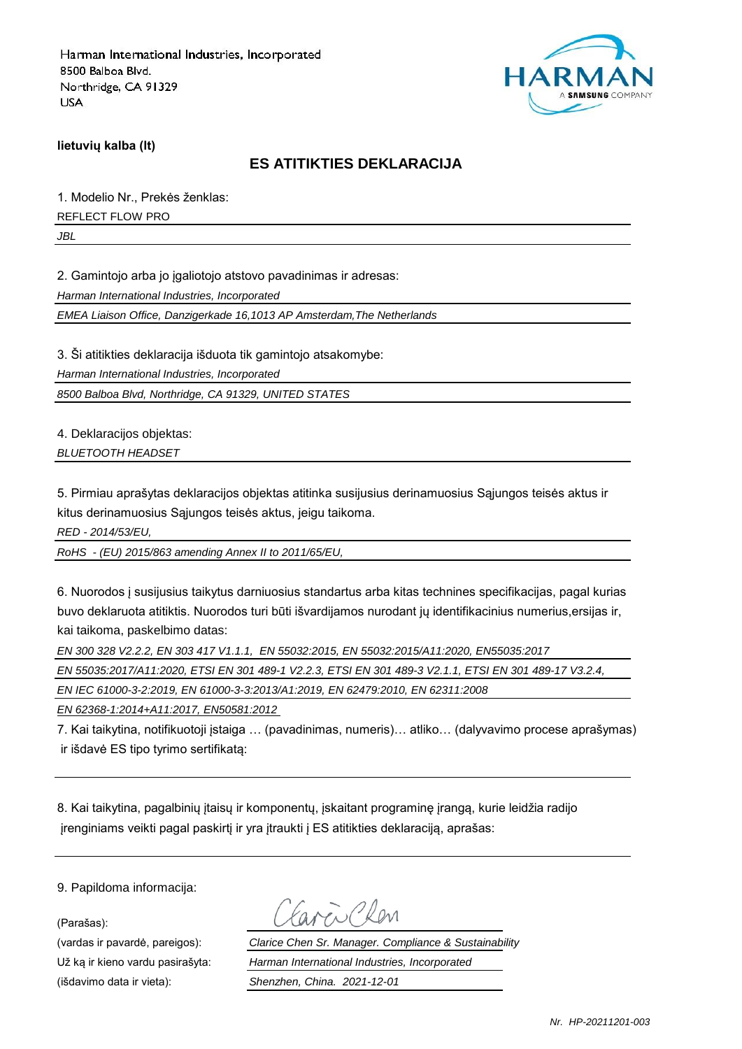Harman International Industries, Incorporated
8500 Balboa Blvd.
Northridge, CA 91329
USA

HARMAN
A SAMSUNG COMPANY

**lietuvių kalba (lt)**

## ES ATITIKTIES DEKLARACIJA

1. Modelio Nr., Prekės ženklas:

REFLECT FLOW PRO

*JBL*

2. Gamintojo arba jo įgaliotojo atstovo pavadinimas ir adresas:

*Harman International Industries, Incorporated*

*EMEA Liaison Office, Danzigerkade 16,1013 AP Amsterdam,The Netherlands*

3. Ši atitikties deklaracija išduota tik gamintojo atsakomybe:

*Harman International Industries, Incorporated*

*8500 Balboa Blvd, Northridge, CA 91329, UNITED STATES*

4. Deklaracijos objektas:

*BLUETOOTH HEADSET*

5. Pirmiau aprašytas deklaracijos objektas atitinka susijusius derinamuosius Sąjungos teisės aktus ir kitus derinamuosius Sąjungos teisės aktus, jeigu taikoma.

*RED - 2014/53/EU,*

*RoHS - (EU) 2015/863 amending Annex II to 2011/65/EU,*

6. Nuorodos į susijusius taikytus darniuosius standartus arba kitas technines specifikacijas, pagal kurias buvo deklaruota atitiktis. Nuorodos turi būti išvardijamos nurodant jų identifikacinius numerius,ersijas ir, kai taikoma, paskelbimo datas:

*EN 300 328 V2.2.2, EN 303 417 V1.1.1, EN 55032:2015, EN 55032:2015/A11:2020, EN55035:2017*

*EN 55035:2017/A11:2020, ETSI EN 301 489-1 V2.2.3, ETSI EN 301 489-3 V2.1.1, ETSI EN 301 489-17 V3.2.4,*

*EN IEC 61000-3-2:2019, EN 61000-3-3:2013/A1:2019, EN 62479:2010, EN 62311:2008*

*EN 62368-1:2014+A11:2017, EN50581:2012*

7. Kai taikytina, notifikuotoji įstaiga … (pavadinimas, numeris)… atliko… (dalyvavimo procese aprašymas) ir išdavė ES tipo tyrimo sertifikatą:

8. Kai taikytina, pagalbinių įtaisų ir komponentų, įskaitant programinę įrangą, kurie leidžia radijo įrenginiams veikti pagal paskirtį ir yra įtraukti į ES atitikties deklaraciją, aprašas:

9. Papildoma informacija:

(Parašas):

(vardas ir pavardė, pareigos): *Clarice Chen Sr. Manager. Compliance & Sustainability*

Už ką ir kieno vardu pasirašyta: *Harman International Industries, Incorporated*

(išdavimo data ir vieta): *Shenzhen, China. 2021-12-01*

*Nr. HP-20211201-003*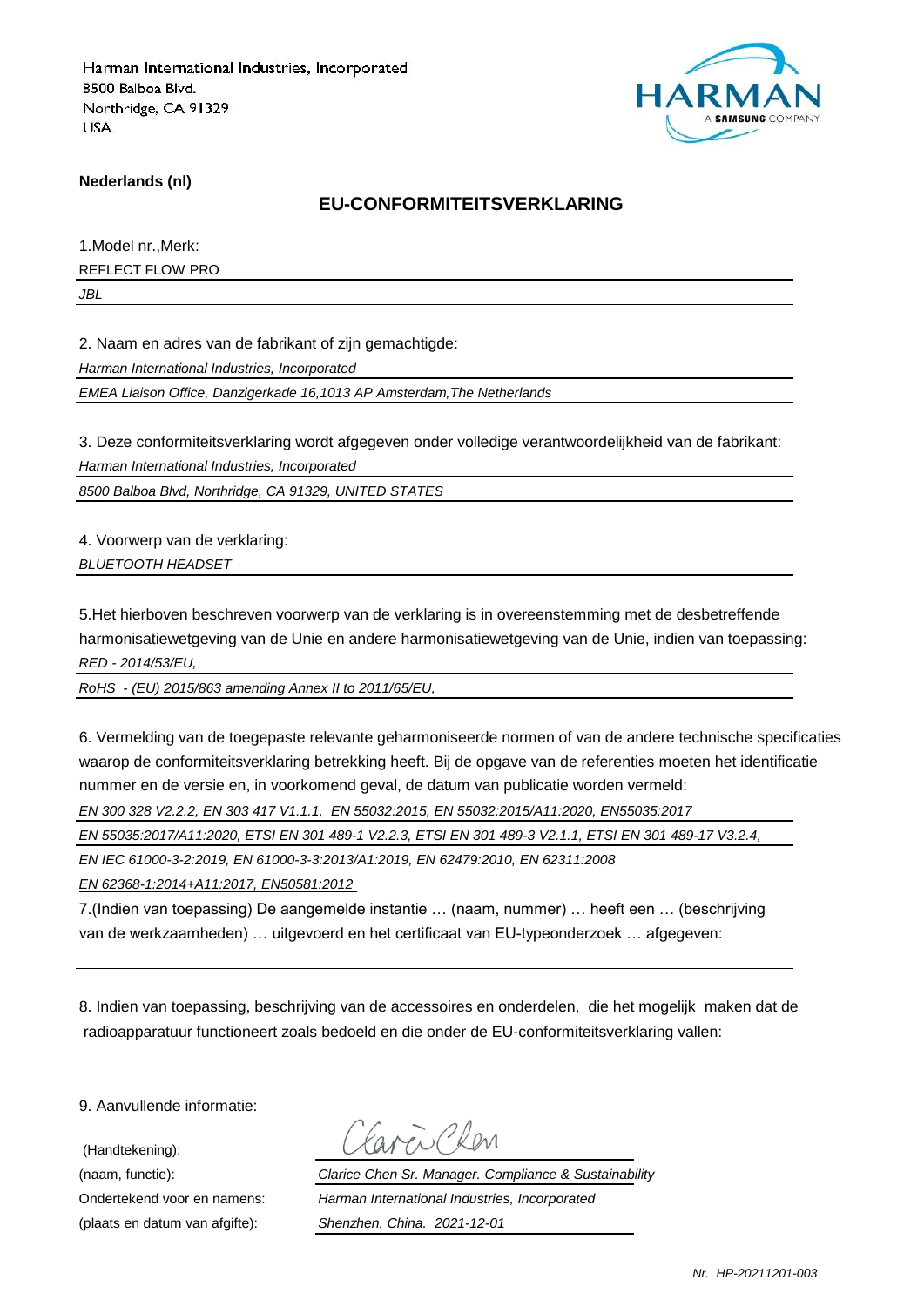Harman International Industries, Incorporated
8500 Balboa Blvd.
Northridge, CA 91329
USA

HARMAN
A SAMSUNG COMPANY

**Nederlands (nl)**

## EU-CONFORMITEITSVERKLARING

1.Model nr.,Merk:

REFLECT FLOW PRO

*JBL*

2. Naam en adres van de fabrikant of zijn gemachtigde:

*Harman International Industries, Incorporated*

*EMEA Liaison Office, Danzigerkade 16,1013 AP Amsterdam,The Netherlands*

3. Deze conformiteitsverklaring wordt afgegeven onder volledige verantwoordelijkheid van de fabrikant:

*Harman International Industries, Incorporated*

*8500 Balboa Blvd, Northridge, CA 91329, UNITED STATES*

4. Voorwerp van de verklaring:

*BLUETOOTH HEADSET*

5.Het hierboven beschreven voorwerp van de verklaring is in overeenstemming met de desbetreffende harmonisatiewetgeving van de Unie en andere harmonisatiewetgeving van de Unie, indien van toepassing:

*RED - 2014/53/EU,*

*RoHS - (EU) 2015/863 amending Annex II to 2011/65/EU,*

6. Vermelding van de toegepaste relevante geharmoniseerde normen of van de andere technische specificaties waarop de conformiteitsverklaring betrekking heeft. Bij de opgave van de referenties moeten het identificatie nummer en de versie en, in voorkomend geval, de datum van publicatie worden vermeld:

*EN 300 328 V2.2.2, EN 303 417 V1.1.1, EN 55032:2015, EN 55032:2015/A11:2020, EN55035:2017*

*EN 55035:2017/A11:2020, ETSI EN 301 489-1 V2.2.3, ETSI EN 301 489-3 V2.1.1, ETSI EN 301 489-17 V3.2.4,*

*EN IEC 61000-3-2:2019, EN 61000-3-3:2013/A1:2019, EN 62479:2010, EN 62311:2008*

*EN 62368-1:2014+A11:2017, EN50581:2012*

7.(Indien van toepassing) De aangemelde instantie … (naam, nummer) … heeft een … (beschrijving van de werkzaamheden) … uitgevoerd en het certificaat van EU-typeonderzoek … afgegeven:

8. Indien van toepassing, beschrijving van de accessoires en onderdelen, die het mogelijk maken dat de radioapparatuur functioneert zoals bedoeld en die onder de EU-conformiteitsverklaring vallen:

9. Aanvullende informatie:

(Handtekening): Clarice Chen

(naam, functie): *Clarice Chen Sr. Manager. Compliance & Sustainability*

Ondertekend voor en namens: *Harman International Industries, Incorporated*

(plaats en datum van afgifte): *Shenzhen, China. 2021-12-01*

*Nr. HP-20211201-003*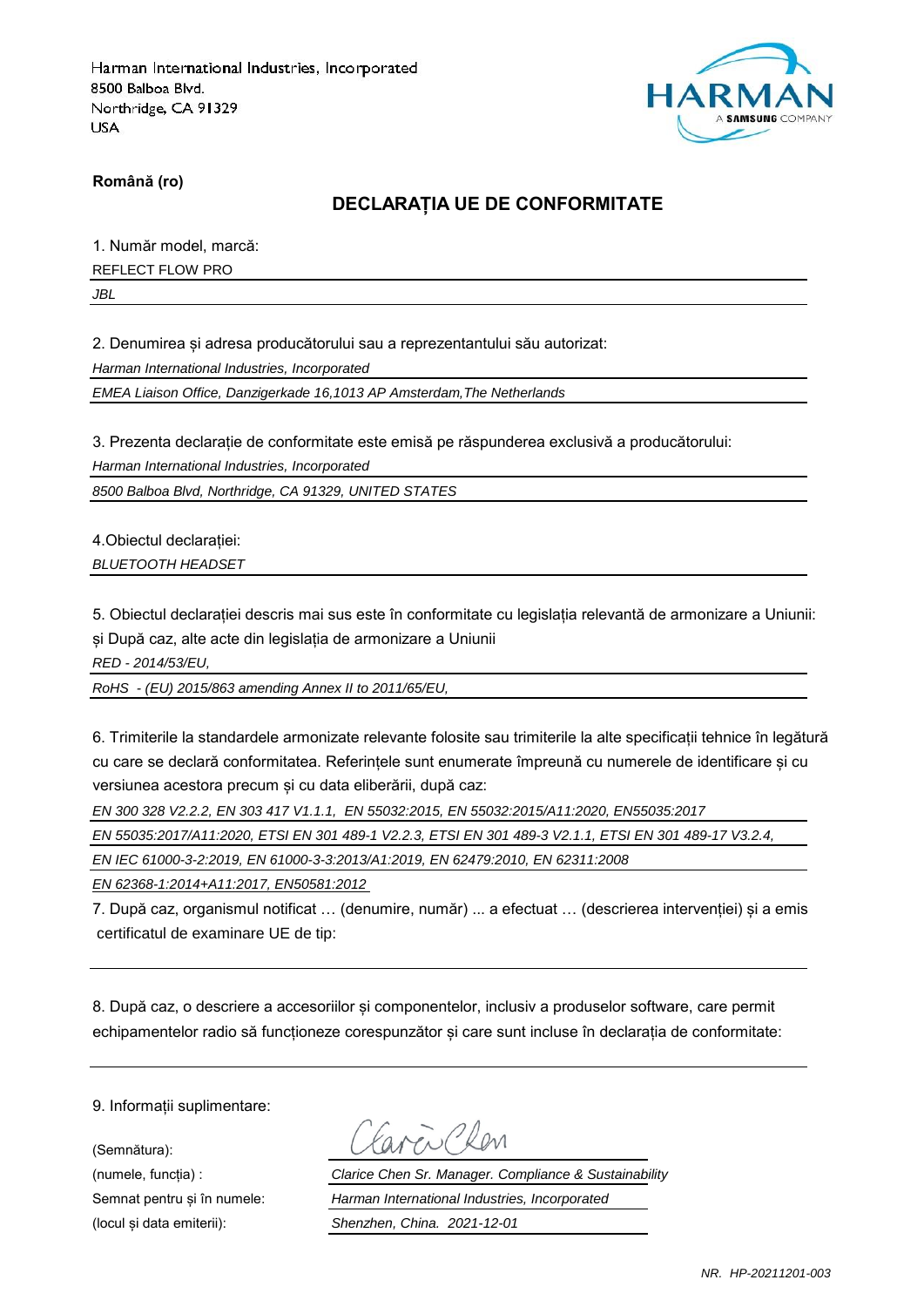Harman International Industries, Incorporated
8500 Balboa Blvd.
Northridge, CA 91329
USA

**Română (ro)**

## DECLARAȚIA UE DE CONFORMITATE

1. Număr model, marcă:

REFLECT FLOW PRO

*JBL*

2. Denumirea și adresa producătorului sau a reprezentantului său autorizat:

*Harman International Industries, Incorporated*

*EMEA Liaison Office, Danzigerkade 16,1013 AP Amsterdam,The Netherlands*

3. Prezenta declarație de conformitate este emisă pe răspunderea exclusivă a producătorului:

*Harman International Industries, Incorporated*

*8500 Balboa Blvd, Northridge, CA 91329, UNITED STATES*

4.Obiectul declarației:

*BLUETOOTH HEADSET*

5. Obiectul declarației descris mai sus este în conformitate cu legislația relevantă de armonizare a Uniunii: și După caz, alte acte din legislația de armonizare a Uniunii

*RED - 2014/53/EU,*

*RoHS - (EU) 2015/863 amending Annex II to 2011/65/EU,*

6. Trimiterile la standardele armonizate relevante folosite sau trimiterile la alte specificații tehnice în legătură cu care se declară conformitatea. Referințele sunt enumerate împreună cu numerele de identificare și cu versiunea acestora precum și cu data eliberării, după caz:

*EN 300 328 V2.2.2, EN 303 417 V1.1.1, EN 55032:2015, EN 55032:2015/A11:2020, EN55035:2017*

*EN 55035:2017/A11:2020, ETSI EN 301 489-1 V2.2.3, ETSI EN 301 489-3 V2.1.1, ETSI EN 301 489-17 V3.2.4,*

*EN IEC 61000-3-2:2019, EN 61000-3-3:2013/A1:2019, EN 62479:2010, EN 62311:2008*

*EN 62368-1:2014+A11:2017, EN50581:2012*

7. După caz, organismul notificat … (denumire, număr) ... a efectuat … (descrierea intervenției) și a emis certificatul de examinare UE de tip:

8. După caz, o descriere a accesoriilor și componentelor, inclusiv a produselor software, care permit echipamentelor radio să funcționeze corespunzător și care sunt incluse în declarația de conformitate:

9. Informații suplimentare:

(Semnătura):

(numele, funcția) : *Clarice Chen Sr. Manager. Compliance & Sustainability*

Semnat pentru și în numele: *Harman International Industries, Incorporated*

(locul și data emiterii): *Shenzhen, China. 2021-12-01*

*NR. HP-20211201-003*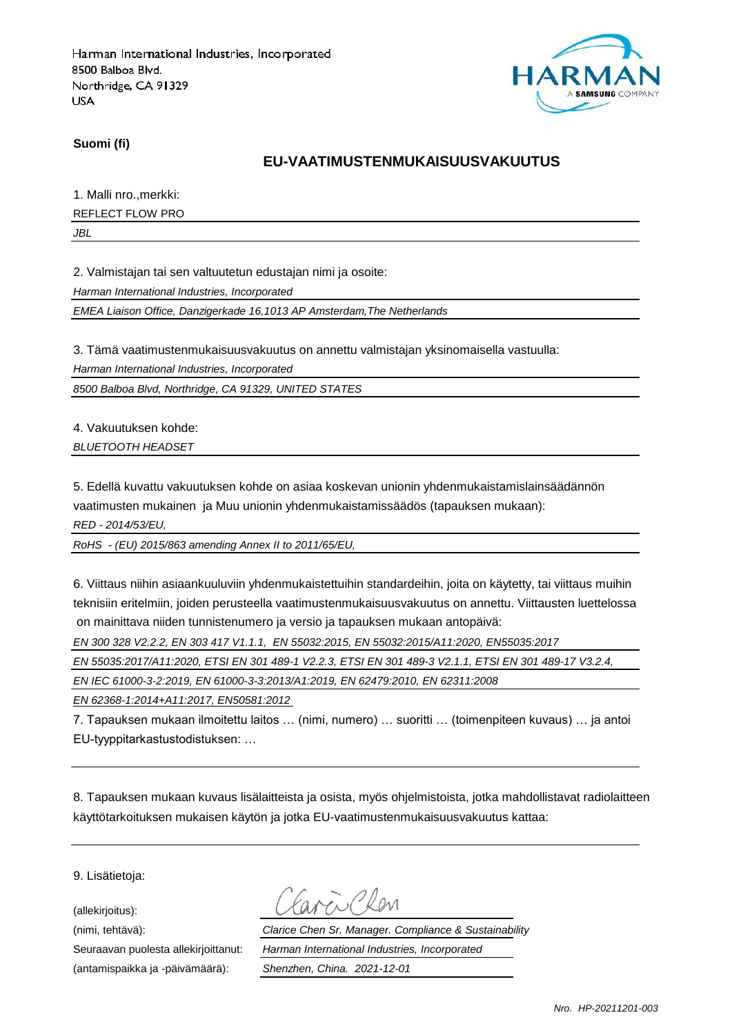Harman International Industries, Incorporated
8500 Balboa Blvd.
Northridge, CA 91329
USA

**Suomi (fi)**

## EU-VAATIMUSTENMUKAISUUSVAKUUTUS

1. Malli nro.,merkki:

REFLECT FLOW PRO

*JBL*

2. Valmistajan tai sen valtuutetun edustajan nimi ja osoite:

*Harman International Industries, Incorporated*

*EMEA Liaison Office, Danzigerkade 16,1013 AP Amsterdam,The Netherlands*

3. Tämä vaatimustenmukaisuusvakuutus on annettu valmistajan yksinomaisella vastuulla:

*Harman International Industries, Incorporated*

*8500 Balboa Blvd, Northridge, CA 91329, UNITED STATES*

4. Vakuutuksen kohde:

*BLUETOOTH HEADSET*

5. Edellä kuvattu vakuutuksen kohde on asiaa koskevan unionin yhdenmukaistamislainsäädännön vaatimusten mukainen ja Muu unionin yhdenmukaistamissäädös (tapauksen mukaan):

*RED - 2014/53/EU,*

*RoHS - (EU) 2015/863 amending Annex II to 2011/65/EU,*

6. Viittaus niihin asiaankuuluviin yhdenmukaistettuihin standardeihin, joita on käytetty, tai viittaus muihin teknisiin eritelmiin, joiden perusteella vaatimustenmukaisuusvakuutus on annettu. Viittausten luettelossa on mainittava niiden tunnistenumero ja versio ja tapauksen mukaan antopäivä:

*EN 300 328 V2.2.2, EN 303 417 V1.1.1, EN 55032:2015, EN 55032:2015/A11:2020, EN55035:2017*

*EN 55035:2017/A11:2020, ETSI EN 301 489-1 V2.2.3, ETSI EN 301 489-3 V2.1.1, ETSI EN 301 489-17 V3.2.4,*

*EN IEC 61000-3-2:2019, EN 61000-3-3:2013/A1:2019, EN 62479:2010, EN 62311:2008*

*EN 62368-1:2014+A11:2017, EN50581:2012*

7. Tapauksen mukaan ilmoitettu laitos … (nimi, numero) … suoritti … (toimenpiteen kuvaus) … ja antoi EU-tyyppitarkastustodistuksen: …

8. Tapauksen mukaan kuvaus lisälaitteista ja osista, myös ohjelmistoista, jotka mahdollistavat radiolaitteen käyttötarkoituksen mukaisen käytön ja jotka EU-vaatimustenmukaisuusvakuutus kattaa:

9. Lisätietoja:

(allekirjoitus):

(nimi, tehtävä): *Clarice Chen Sr. Manager. Compliance & Sustainability*

Seuraavan puolesta allekirjoittanut: *Harman International Industries, Incorporated*

(antamispaikka ja -päivämäärä): *Shenzhen, China. 2021-12-01*

*Nro. HP-20211201-003*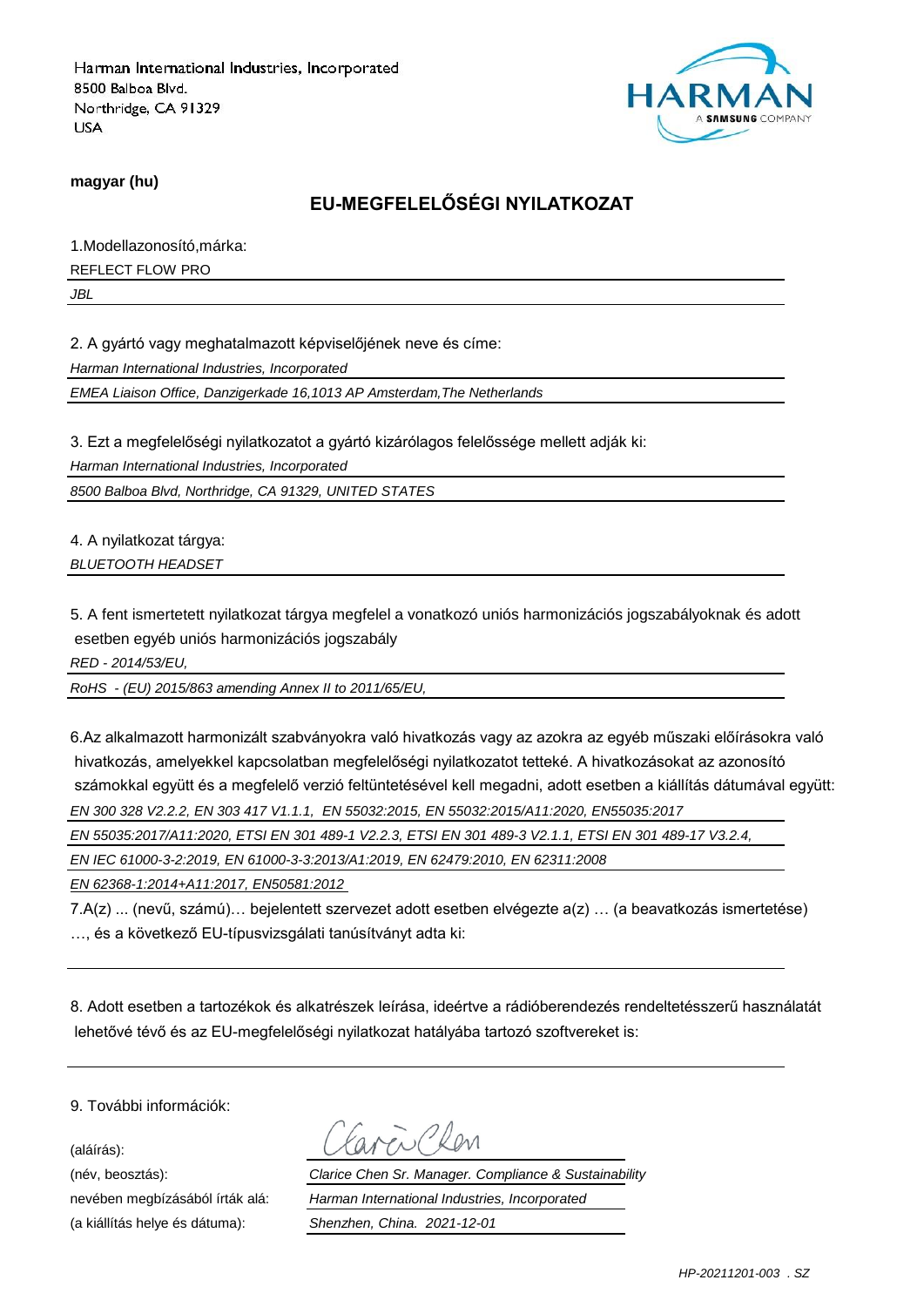Harman International Industries, Incorporated
8500 Balboa Blvd.
Northridge, CA 91329
USA

**magyar (hu)**

## EU-MEGFELELŐSÉGI NYILATKOZAT

1.Modellazonosító,márka:

REFLECT FLOW PRO

*JBL*

2. A gyártó vagy meghatalmazott képviselőjének neve és címe:

*Harman International Industries, Incorporated*

*EMEA Liaison Office, Danzigerkade 16,1013 AP Amsterdam,The Netherlands*

3. Ezt a megfelelőségi nyilatkozatot a gyártó kizárólagos felelőssége mellett adják ki:

*Harman International Industries, Incorporated*

*8500 Balboa Blvd, Northridge, CA 91329, UNITED STATES*

4. A nyilatkozat tárgya:

*BLUETOOTH HEADSET*

5. A fent ismertetett nyilatkozat tárgya megfelel a vonatkozó uniós harmonizációs jogszabályoknak és adott esetben egyéb uniós harmonizációs jogszabály

*RED - 2014/53/EU,*

*RoHS - (EU) 2015/863 amending Annex II to 2011/65/EU,*

6.Az alkalmazott harmonizált szabványokra való hivatkozás vagy az azokra az egyéb műszaki előírásokra való hivatkozás, amelyekkel kapcsolatban megfelelőségi nyilatkozatot tetteké. A hivatkozásokat az azonosító számokkal együtt és a megfelelő verzió feltüntetésével kell megadni, adott esetben a kiállítás dátumával együtt:

*EN 300 328 V2.2.2, EN 303 417 V1.1.1, EN 55032:2015, EN 55032:2015/A11:2020, EN55035:2017*

*EN 55035:2017/A11:2020, ETSI EN 301 489-1 V2.2.3, ETSI EN 301 489-3 V2.1.1, ETSI EN 301 489-17 V3.2.4,*

*EN IEC 61000-3-2:2019, EN 61000-3-3:2013/A1:2019, EN 62479:2010, EN 62311:2008*

*EN 62368-1:2014+A11:2017, EN50581:2012*

7.A(z) ... (nevű, számú)… bejelentett szervezet adott esetben elvégezte a(z) … (a beavatkozás ismertetése) …, és a következő EU-típusvizsgálati tanúsítványt adta ki:

8. Adott esetben a tartozékok és alkatrészek leírása, ideértve a rádióberendezés rendeltetésszerű használatát lehetővé tévő és az EU-megfelelőségi nyilatkozat hatályába tartozó szoftvereket is:

9. További információk:

(aláírás):

(név, beosztás): *Clarice Chen Sr. Manager. Compliance & Sustainability*

nevében megbízásából írták alá: *Harman International Industries, Incorporated*

(a kiállítás helye és dátuma): *Shenzhen, China. 2021-12-01*

*HP-20211201-003 . SZ*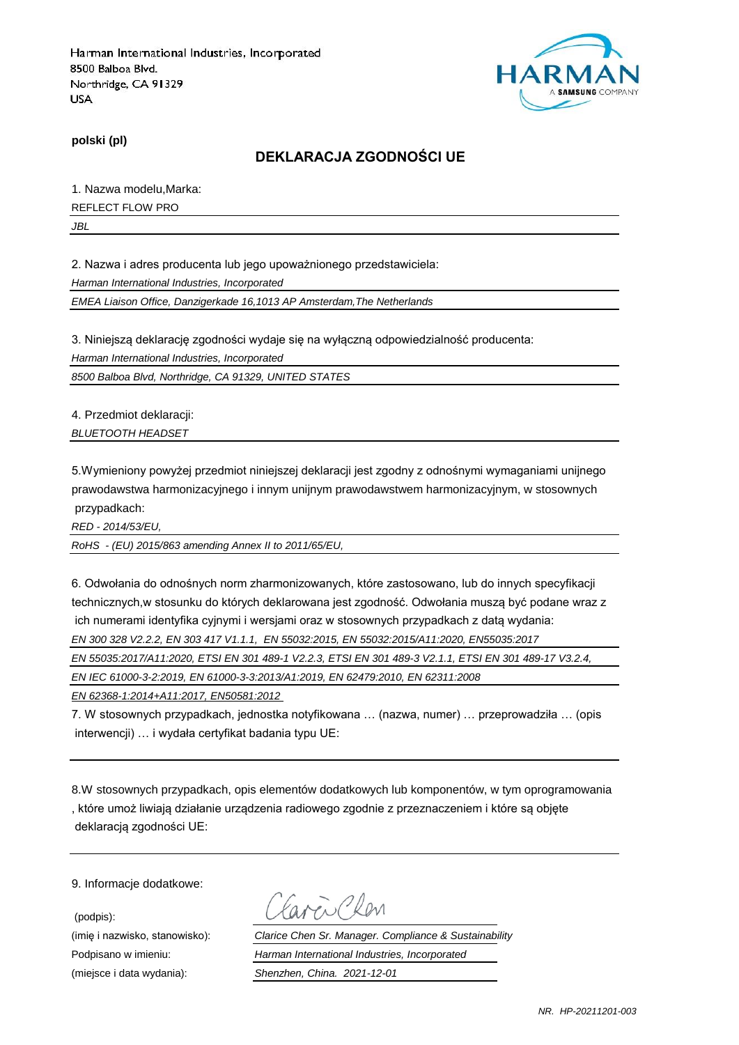Harman International Industries, Incorporated
8500 Balboa Blvd.
Northridge, CA 91329
USA

HARMAN
A SAMSUNG COMPANY

**polski (pl)**

## DEKLARACJA ZGODNOŚCI UE

1. Nazwa modelu,Marka:

REFLECT FLOW PRO

*JBL*

2. Nazwa i adres producenta lub jego upoważnionego przedstawiciela:

*Harman International Industries, Incorporated*

*EMEA Liaison Office, Danzigerkade 16,1013 AP Amsterdam,The Netherlands*

3. Niniejszą deklarację zgodności wydaje się na wyłączną odpowiedzialność producenta:

*Harman International Industries, Incorporated*

*8500 Balboa Blvd, Northridge, CA 91329, UNITED STATES*

4. Przedmiot deklaracji:

*BLUETOOTH HEADSET*

5.Wymieniony powyżej przedmiot niniejszej deklaracji jest zgodny z odnośnymi wymaganiami unijnego prawodawstwa harmonizacyjnego i innym unijnym prawodawstwem harmonizacyjnym, w stosownych przypadkach:

*RED - 2014/53/EU,*

*RoHS - (EU) 2015/863 amending Annex II to 2011/65/EU,*

6. Odwołania do odnośnych norm zharmonizowanych, które zastosowano, lub do innych specyfikacji technicznych,w stosunku do których deklarowana jest zgodność. Odwołania muszą być podane wraz z ich numerami identyfika cyjnymi i wersjami oraz w stosownych przypadkach z datą wydania:

*EN 300 328 V2.2.2, EN 303 417 V1.1.1, EN 55032:2015, EN 55032:2015/A11:2020, EN55035:2017*

*EN 55035:2017/A11:2020, ETSI EN 301 489-1 V2.2.3, ETSI EN 301 489-3 V2.1.1, ETSI EN 301 489-17 V3.2.4,*

*EN IEC 61000-3-2:2019, EN 61000-3-3:2013/A1:2019, EN 62479:2010, EN 62311:2008*

*EN 62368-1:2014+A11:2017, EN50581:2012*

7. W stosownych przypadkach, jednostka notyfikowana … (nazwa, numer) … przeprowadziła … (opis interwencji) … i wydała certyfikat badania typu UE:

8.W stosownych przypadkach, opis elementów dodatkowych lub komponentów, w tym oprogramowania , które umoż liwiają działanie urządzenia radiowego zgodnie z przeznaczeniem i które są objęte deklaracją zgodności UE:

9. Informacje dodatkowe:

(podpis):

(imię i nazwisko, stanowisko): *Clarice Chen Sr. Manager. Compliance & Sustainability*

Podpisano w imieniu: *Harman International Industries, Incorporated*

(miejsce i data wydania): *Shenzhen, China. 2021-12-01*

*NR. HP-20211201-003*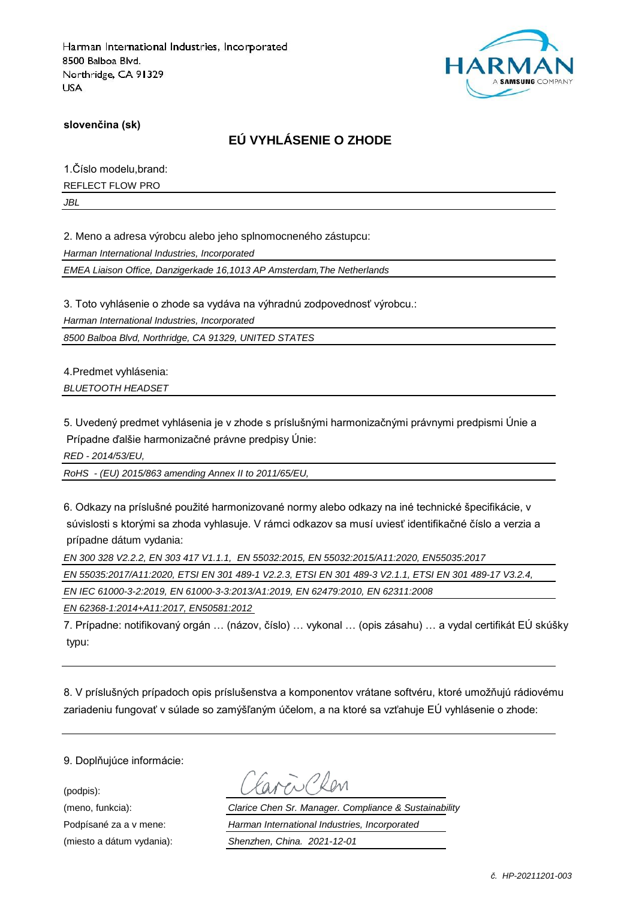Harman International Industries, Incorporated
8500 Balboa Blvd.
Northridge, CA 91329
USA

HARMAN
A SAMSUNG COMPANY

**slovenčina (sk)**

## EÚ VYHLÁSENIE O ZHODE

1.Číslo modelu,brand:

REFLECT FLOW PRO

*JBL*

2. Meno a adresa výrobcu alebo jeho splnomocneného zástupcu:

*Harman International Industries, Incorporated*

*EMEA Liaison Office, Danzigerkade 16,1013 AP Amsterdam,The Netherlands*

3. Toto vyhlásenie o zhode sa vydáva na výhradnú zodpovednosť výrobcu.:

*Harman International Industries, Incorporated*

*8500 Balboa Blvd, Northridge, CA 91329, UNITED STATES*

4.Predmet vyhlásenia:

*BLUETOOTH HEADSET*

5. Uvedený predmet vyhlásenia je v zhode s príslušnými harmonizačnými právnymi predpismi Únie a Prípadne ďalšie harmonizačné právne predpisy Únie:

*RED - 2014/53/EU,*

*RoHS - (EU) 2015/863 amending Annex II to 2011/65/EU,*

6. Odkazy na príslušné použité harmonizované normy alebo odkazy na iné technické špecifikácie, v súvislosti s ktorými sa zhoda vyhlasuje. V rámci odkazov sa musí uviesť identifikačné číslo a verzia a prípadne dátum vydania:

*EN 300 328 V2.2.2, EN 303 417 V1.1.1, EN 55032:2015, EN 55032:2015/A11:2020, EN55035:2017*

*EN 55035:2017/A11:2020, ETSI EN 301 489-1 V2.2.3, ETSI EN 301 489-3 V2.1.1, ETSI EN 301 489-17 V3.2.4,*

*EN IEC 61000-3-2:2019, EN 61000-3-3:2013/A1:2019, EN 62479:2010, EN 62311:2008*

*EN 62368-1:2014+A11:2017, EN50581:2012*

7. Prípadne: notifikovaný orgán … (názov, číslo) … vykonal … (opis zásahu) … a vydal certifikát EÚ skúšky typu:

8. V príslušných prípadoch opis príslušenstva a komponentov vrátane softvéru, ktoré umožňujú rádiovému zariadeniu fungovať v súlade so zamýšľaným účelom, a na ktoré sa vzťahuje EÚ vyhlásenie o zhode:

9. Doplňujúce informácie:

(podpis): Clarice Chen

(meno, funkcia): *Clarice Chen Sr. Manager. Compliance & Sustainability*

Podpísané za a v mene: *Harman International Industries, Incorporated*

(miesto a dátum vydania): *Shenzhen, China. 2021-12-01*

*č. HP-20211201-003*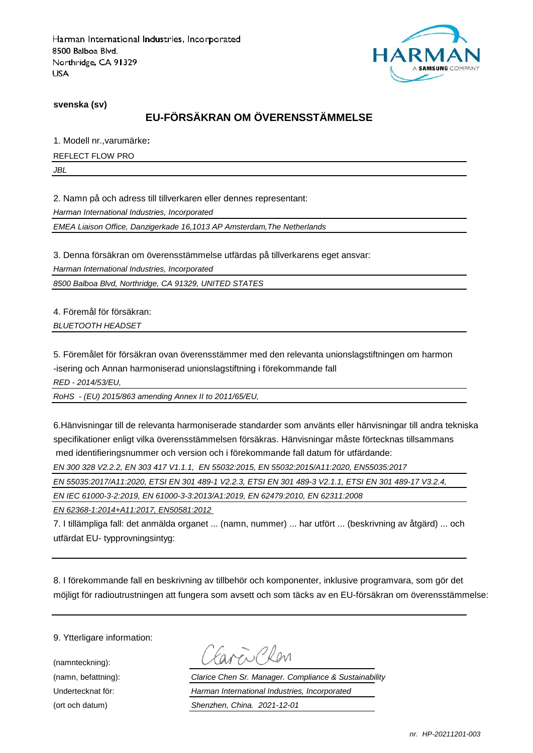Harman International Industries, Incorporated
8500 Balboa Blvd.
Northridge, CA 91329
USA

HARMAN
A SAMSUNG COMPANY

**svenska (sv)**

## EU-FÖRSÄKRAN OM ÖVERENSSTÄMMELSE

1. Modell nr.,varumärke**:**

REFLECT FLOW PRO

*JBL*

2. Namn på och adress till tillverkaren eller dennes representant:

*Harman International Industries, Incorporated*

*EMEA Liaison Office, Danzigerkade 16,1013 AP Amsterdam,The Netherlands*

3. Denna försäkran om överensstämmelse utfärdas på tillverkarens eget ansvar:

*Harman International Industries, Incorporated*

*8500 Balboa Blvd, Northridge, CA 91329, UNITED STATES*

4. Föremål för försäkran:

*BLUETOOTH HEADSET*

5. Föremålet för försäkran ovan överensstämmer med den relevanta unionslagstiftningen om harmon -isering och Annan harmoniserad unionslagstiftning i förekommande fall

*RED - 2014/53/EU,*

*RoHS - (EU) 2015/863 amending Annex II to 2011/65/EU,*

6.Hänvisningar till de relevanta harmoniserade standarder som använts eller hänvisningar till andra tekniska specifikationer enligt vilka överensstämmelsen försäkras. Hänvisningar måste förtecknas tillsammans med identifieringsnummer och version och i förekommande fall datum för utfärdande:

*EN 300 328 V2.2.2, EN 303 417 V1.1.1, EN 55032:2015, EN 55032:2015/A11:2020, EN55035:2017*

*EN 55035:2017/A11:2020, ETSI EN 301 489-1 V2.2.3, ETSI EN 301 489-3 V2.1.1, ETSI EN 301 489-17 V3.2.4,*

*EN IEC 61000-3-2:2019, EN 61000-3-3:2013/A1:2019, EN 62479:2010, EN 62311:2008*

*EN 62368-1:2014+A11:2017, EN50581:2012*

7. I tillämpliga fall: det anmälda organet ... (namn, nummer) ... har utfört ... (beskrivning av åtgärd) ... och utfärdat EU- typprovningsintyg:

8. I förekommande fall en beskrivning av tillbehör och komponenter, inklusive programvara, som gör det möjligt för radioutrustningen att fungera som avsett och som täcks av en EU-försäkran om överensstämmelse:

9. Ytterligare information:

(namnteckning): Clarice Chen

(namn, befattning): *Clarice Chen Sr. Manager. Compliance & Sustainability*

Undertecknat för: *Harman International Industries, Incorporated*

(ort och datum) *Shenzhen, China. 2021-12-01*

*nr. HP-20211201-003*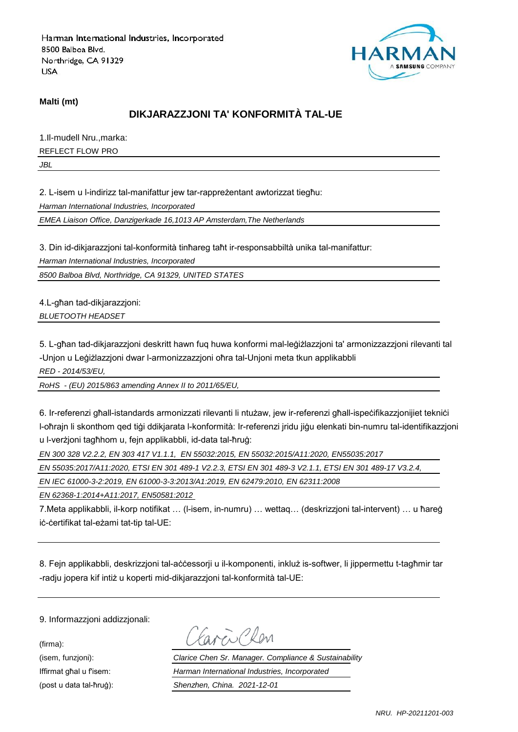Harman International Industries, Incorporated
8500 Balboa Blvd.
Northridge, CA 91329
USA

**Malti (mt)**

## DIKJARAZZJONI TA' KONFORMITÀ TAL-UE

1.Il-mudell Nru.,marka:

REFLECT FLOW PRO

*JBL*

2. L-isem u l-indirizz tal-manifattur jew tar-rappreżentant awtorizzat tiegħu:

*Harman International Industries, Incorporated*

*EMEA Liaison Office, Danzigerkade 16,1013 AP Amsterdam,The Netherlands*

3. Din id-dikjarazzjoni tal-konformità tinħareg taħt ir-responsabbiltà unika tal-manifattur:

*Harman International Industries, Incorporated*

*8500 Balboa Blvd, Northridge, CA 91329, UNITED STATES*

4.L-għan tad-dikjarazzjoni:

*BLUETOOTH HEADSET*

5. L-għan tad-dikjarazzjoni deskritt hawn fuq huwa konformi mal-leġiżlazzjoni ta' armonizzazzjoni rilevanti tal -Unjon u Leġiżlazzjoni dwar l-armonizzazzjoni oħra tal-Unjoni meta tkun applikabbli

*RED - 2014/53/EU,*

*RoHS - (EU) 2015/863 amending Annex II to 2011/65/EU,*

6. Ir-referenzi għall-istandards armonizzati rilevanti li ntużaw, jew ir-referenzi għall-ispeċifikazzjonijiet tekniċi l-oħrajn li skonthom qed tiġi ddikjarata l-konformità: Ir-referenzi jridu jiġu elenkati bin-numru tal-identifikazzjoni u l-verżjoni tagħhom u, fejn applikabbli, id-data tal-ħruġ:

*EN 300 328 V2.2.2, EN 303 417 V1.1.1, EN 55032:2015, EN 55032:2015/A11:2020, EN55035:2017*

*EN 55035:2017/A11:2020, ETSI EN 301 489-1 V2.2.3, ETSI EN 301 489-3 V2.1.1, ETSI EN 301 489-17 V3.2.4,*

*EN IEC 61000-3-2:2019, EN 61000-3-3:2013/A1:2019, EN 62479:2010, EN 62311:2008*

*EN 62368-1:2014+A11:2017, EN50581:2012*

7.Meta applikabbli, il-korp notifikat … (l-isem, in-numru) … wettaq… (deskrizzjoni tal-intervent) … u ħareġ iċ-ċertifikat tal-eżami tat-tip tal-UE:

8. Fejn applikabbli, deskrizzjoni tal-aċċessorji u il-komponenti, inkluż is-softwer, li jippermettu t-tagħmir tar -radju jopera kif intiż u koperti mid-dikjarazzjoni tal-konformità tal-UE:

9. Informazzjoni addizzjonali:

(firma):

(isem, funzjoni): *Clarice Chen Sr. Manager. Compliance & Sustainability*

Iffirmat għal u f'isem: *Harman International Industries, Incorporated*

(post u data tal-ħruġ): *Shenzhen, China. 2021-12-01*

*NRU. HP-20211201-003*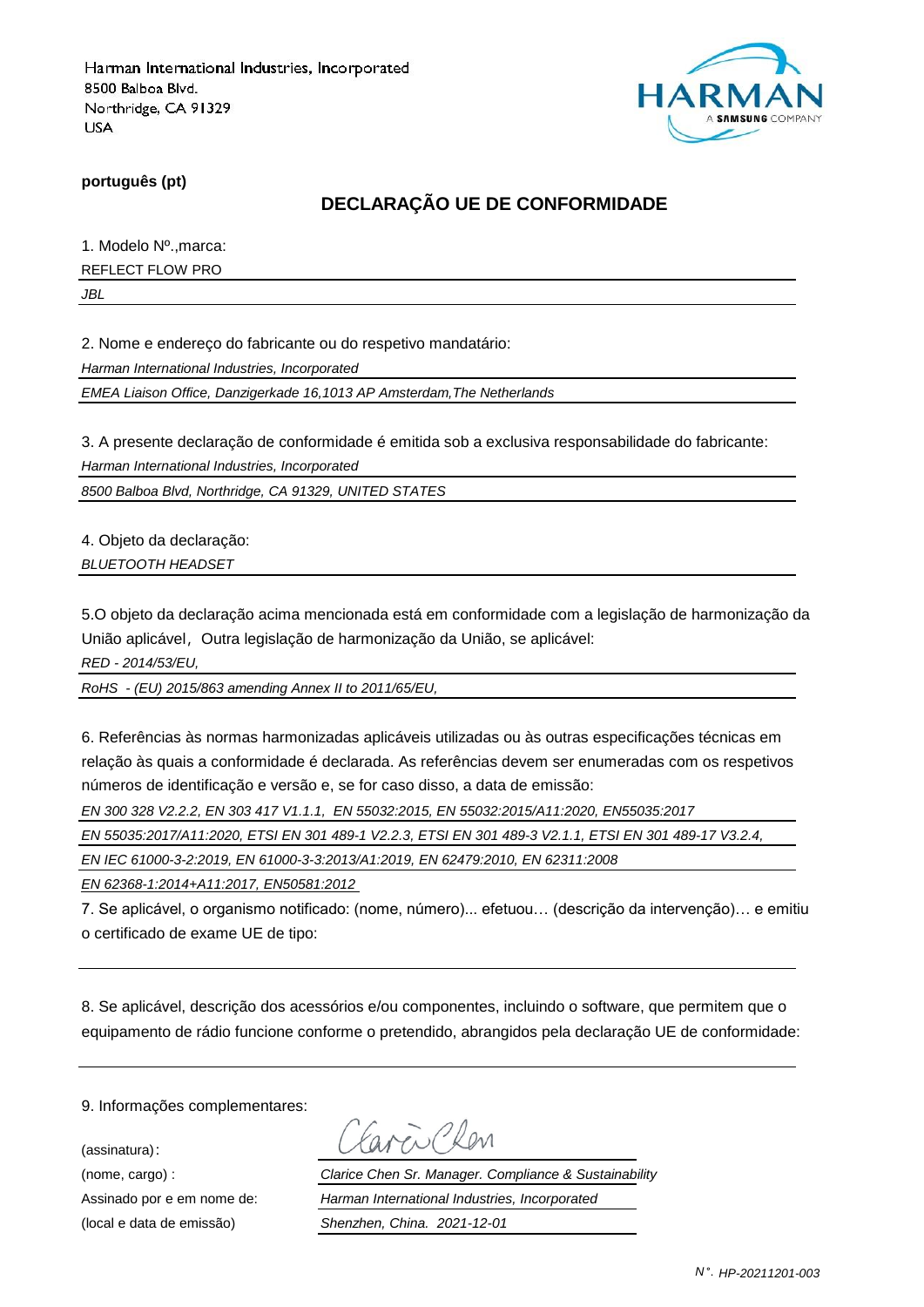Harman International Industries, Incorporated
8500 Balboa Blvd.
Northridge, CA 91329
USA

HARMAN
A SAMSUNG COMPANY

**português (pt)**

## DECLARAÇÃO UE DE CONFORMIDADE

1. Modelo Nº.,marca:

REFLECT FLOW PRO

*JBL*

2. Nome e endereço do fabricante ou do respetivo mandatário:

*Harman International Industries, Incorporated*

*EMEA Liaison Office, Danzigerkade 16,1013 AP Amsterdam,The Netherlands*

3. A presente declaração de conformidade é emitida sob a exclusiva responsabilidade do fabricante:

*Harman International Industries, Incorporated*

*8500 Balboa Blvd, Northridge, CA 91329, UNITED STATES*

4. Objeto da declaração:

*BLUETOOTH HEADSET*

5.O objeto da declaração acima mencionada está em conformidade com a legislação de harmonização da União aplicável, Outra legislação de harmonização da União, se aplicável:

*RED - 2014/53/EU,*

*RoHS - (EU) 2015/863 amending Annex II to 2011/65/EU,*

6. Referências às normas harmonizadas aplicáveis utilizadas ou às outras especificações técnicas em relação às quais a conformidade é declarada. As referências devem ser enumeradas com os respetivos números de identificação e versão e, se for caso disso, a data de emissão:

*EN 300 328 V2.2.2, EN 303 417 V1.1.1, EN 55032:2015, EN 55032:2015/A11:2020, EN55035:2017*

*EN 55035:2017/A11:2020, ETSI EN 301 489-1 V2.2.3, ETSI EN 301 489-3 V2.1.1, ETSI EN 301 489-17 V3.2.4,*

*EN IEC 61000-3-2:2019, EN 61000-3-3:2013/A1:2019, EN 62479:2010, EN 62311:2008*

*EN 62368-1:2014+A11:2017, EN50581:2012*

7. Se aplicável, o organismo notificado: (nome, número)... efetuou… (descrição da intervenção)… e emitiu o certificado de exame UE de tipo:

8. Se aplicável, descrição dos acessórios e/ou componentes, incluindo o software, que permitem que o equipamento de rádio funcione conforme o pretendido, abrangidos pela declaração UE de conformidade:

9. Informações complementares:

(assinatura):

(nome, cargo) : *Clarice Chen Sr. Manager. Compliance & Sustainability*

Assinado por e em nome de: *Harman International Industries, Incorporated*

(local e data de emissão) *Shenzhen, China. 2021-12-01*

*N°. HP-20211201-003*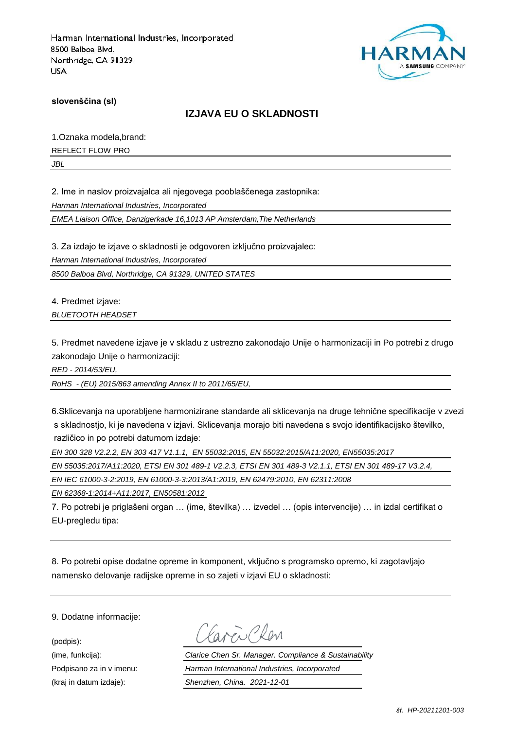Harman International Industries, Incorporated
8500 Balboa Blvd.
Northridge, CA 91329
USA

HARMAN
A SAMSUNG COMPANY

**slovenščina (sl)**

## IZJAVA EU O SKLADNOSTI

1.Oznaka modela,brand:

REFLECT FLOW PRO

*JBL*

2. Ime in naslov proizvajalca ali njegovega pooblaščenega zastopnika:

*Harman International Industries, Incorporated*

*EMEA Liaison Office, Danzigerkade 16,1013 AP Amsterdam,The Netherlands*

3. Za izdajo te izjave o skladnosti je odgovoren izključno proizvajalec:

*Harman International Industries, Incorporated*

*8500 Balboa Blvd, Northridge, CA 91329, UNITED STATES*

4. Predmet izjave:

*BLUETOOTH HEADSET*

5. Predmet navedene izjave je v skladu z ustrezno zakonodajo Unije o harmonizaciji in Po potrebi z drugo zakonodajo Unije o harmonizaciji:

*RED - 2014/53/EU,*

*RoHS - (EU) 2015/863 amending Annex II to 2011/65/EU,*

6.Sklicevanja na uporabljene harmonizirane standarde ali sklicevanja na druge tehnične specifikacije v zvezi s skladnostjo, ki je navedena v izjavi. Sklicevanja morajo biti navedena s svojo identifikacijsko številko, različico in po potrebi datumom izdaje:

*EN 300 328 V2.2.2, EN 303 417 V1.1.1, EN 55032:2015, EN 55032:2015/A11:2020, EN55035:2017*

*EN 55035:2017/A11:2020, ETSI EN 301 489-1 V2.2.3, ETSI EN 301 489-3 V2.1.1, ETSI EN 301 489-17 V3.2.4,*

*EN IEC 61000-3-2:2019, EN 61000-3-3:2013/A1:2019, EN 62479:2010, EN 62311:2008*

*EN 62368-1:2014+A11:2017, EN50581:2012*

7. Po potrebi je priglašeni organ … (ime, številka) … izvedel … (opis intervencije) … in izdal certifikat o EU-pregledu tipa:

8. Po potrebi opise dodatne opreme in komponent, vključno s programsko opremo, ki zagotavljajo namensko delovanje radijske opreme in so zajeti v izjavi EU o skladnosti:

9. Dodatne informacije:

(podpis): Clarice Chen

(ime, funkcija): *Clarice Chen Sr. Manager. Compliance & Sustainability*

Podpisano za in v imenu: *Harman International Industries, Incorporated*

(kraj in datum izdaje): *Shenzhen, China. 2021-12-01*

*št. HP-20211201-003*